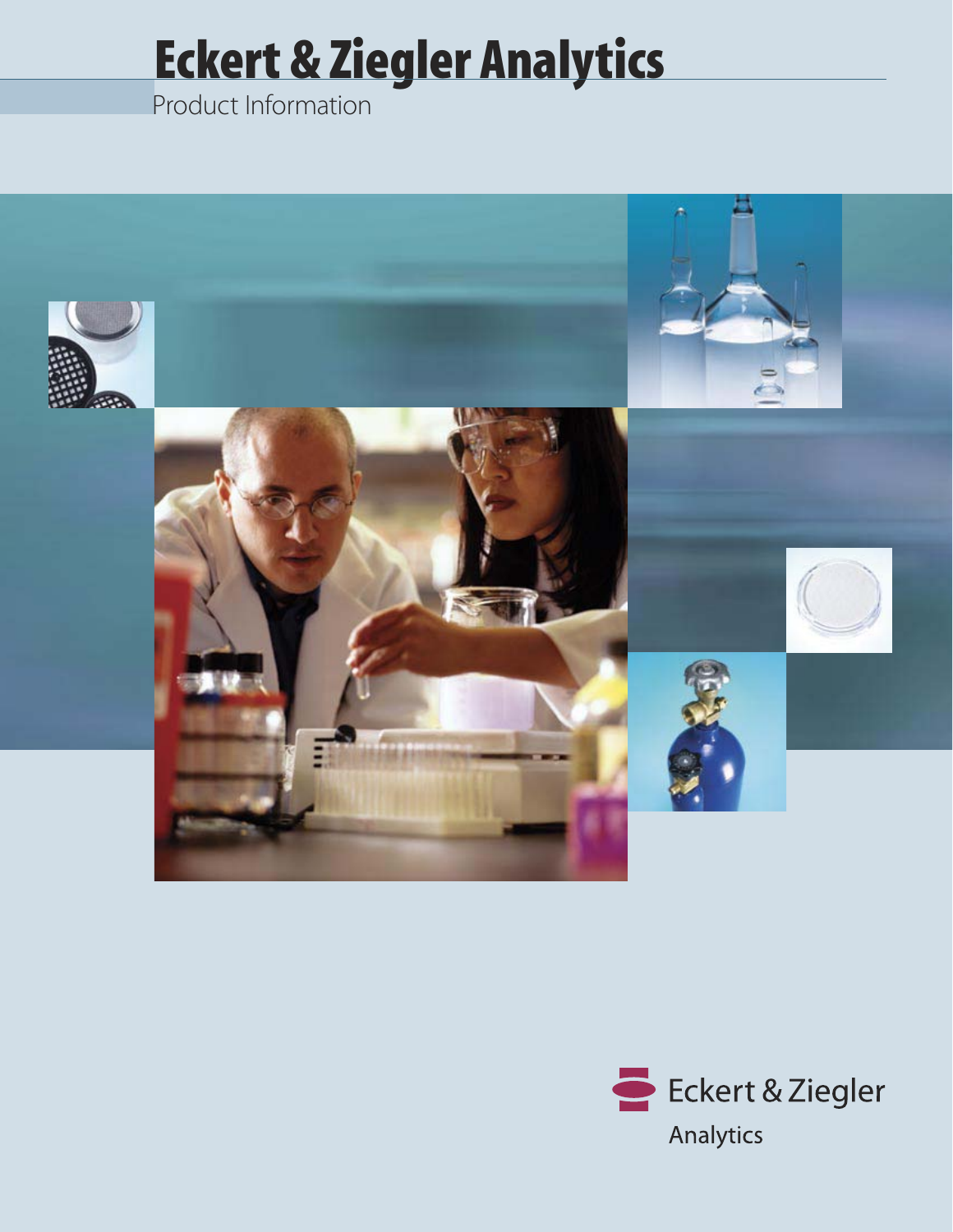# Eckert & Ziegler Analytics

Product Information

Eckert & Ziegler

Analytics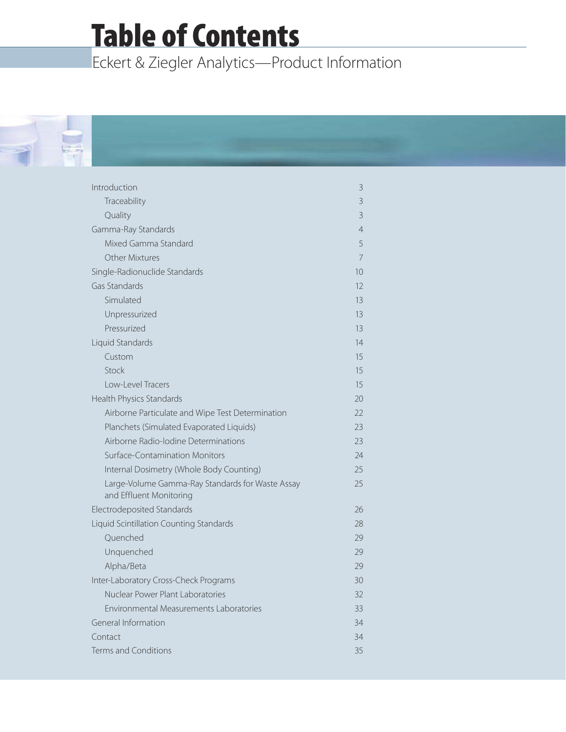# Table of Contents

## Eckert & Ziegler Analytics—Product Information

| Section | Page |
| --- | --- |
| Introduction | 3 |
| Traceability | 3 |
| Quality | 3 |
| Gamma-Ray Standards | 4 |
| Mixed Gamma Standard | 5 |
| Other Mixtures | 7 |
| Single-Radionuclide Standards | 10 |
| Gas Standards | 12 |
| Simulated | 13 |
| Unpressurized | 13 |
| Pressurized | 13 |
| Liquid Standards | 14 |
| Custom | 15 |
| Stock | 15 |
| Low-Level Tracers | 15 |
| Health Physics Standards | 20 |
| Airborne Particulate and Wipe Test Determination | 22 |
| Planchets (Simulated Evaporated Liquids) | 23 |
| Airborne Radio-Iodine Determinations | 23 |
| Surface-Contamination Monitors | 24 |
| Internal Dosimetry (Whole Body Counting) | 25 |
| Large-Volume Gamma-Ray Standards for Waste Assay and Effluent Monitoring | 25 |
| Electrodeposited Standards | 26 |
| Liquid Scintillation Counting Standards | 28 |
| Quenched | 29 |
| Unquenched | 29 |
| Alpha/Beta | 29 |
| Inter-Laboratory Cross-Check Programs | 30 |
| Nuclear Power Plant Laboratories | 32 |
| Environmental Measurements Laboratories | 33 |
| General Information | 34 |
| Contact | 34 |
| Terms and Conditions | 35 |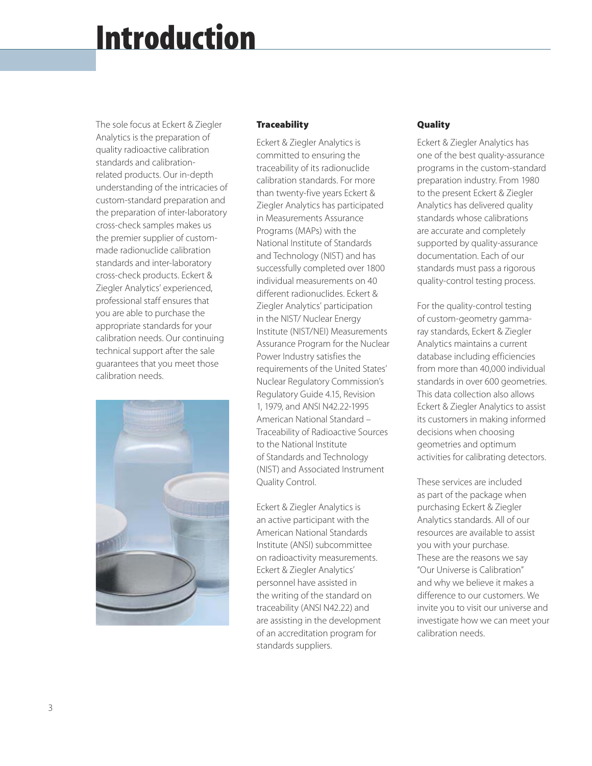# Introduction

The sole focus at Eckert & Ziegler Analytics is the preparation of quality radioactive calibration standards and calibration-related products. Our in-depth understanding of the intricacies of custom-standard preparation and the preparation of inter-laboratory cross-check samples makes us the premier supplier of custom-made radionuclide calibration standards and inter-laboratory cross-check products. Eckert & Ziegler Analytics' experienced, professional staff ensures that you are able to purchase the appropriate standards for your calibration needs. Our continuing technical support after the sale guarantees that you meet those calibration needs.

### Traceability

Eckert & Ziegler Analytics is committed to ensuring the traceability of its radionuclide calibration standards. For more than twenty-five years Eckert & Ziegler Analytics has participated in Measurements Assurance Programs (MAPs) with the National Institute of Standards and Technology (NIST) and has successfully completed over 1800 individual measurements on 40 different radionuclides. Eckert & Ziegler Analytics' participation in the NIST/ Nuclear Energy Institute (NIST/NEI) Measurements Assurance Program for the Nuclear Power Industry satisfies the requirements of the United States' Nuclear Regulatory Commission's Regulatory Guide 4.15, Revision 1, 1979, and ANSI N42.22-1995 American National Standard – Traceability of Radioactive Sources to the National Institute of Standards and Technology (NIST) and Associated Instrument Quality Control.

Eckert & Ziegler Analytics is an active participant with the American National Standards Institute (ANSI) subcommittee on radioactivity measurements. Eckert & Ziegler Analytics' personnel have assisted in the writing of the standard on traceability (ANSI N42.22) and are assisting in the development of an accreditation program for standards suppliers.

### Quality

Eckert & Ziegler Analytics has one of the best quality-assurance programs in the custom-standard preparation industry. From 1980 to the present Eckert & Ziegler Analytics has delivered quality standards whose calibrations are accurate and completely supported by quality-assurance documentation. Each of our standards must pass a rigorous quality-control testing process.

For the quality-control testing of custom-geometry gamma-ray standards, Eckert & Ziegler Analytics maintains a current database including efficiencies from more than 40,000 individual standards in over 600 geometries. This data collection also allows Eckert & Ziegler Analytics to assist its customers in making informed decisions when choosing geometries and optimum activities for calibrating detectors.

These services are included as part of the package when purchasing Eckert & Ziegler Analytics standards. All of our resources are available to assist you with your purchase. These are the reasons we say "Our Universe is Calibration" and why we believe it makes a difference to our customers. We invite you to visit our universe and investigate how we can meet your calibration needs.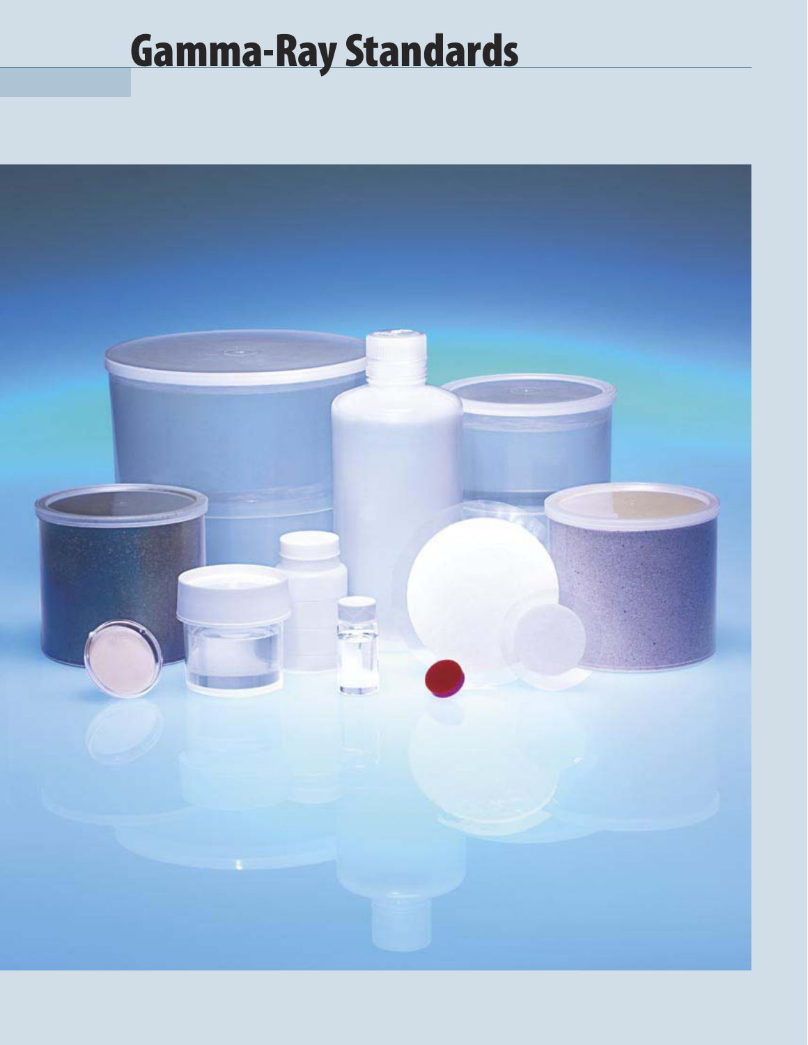# Gamma-Ray Standards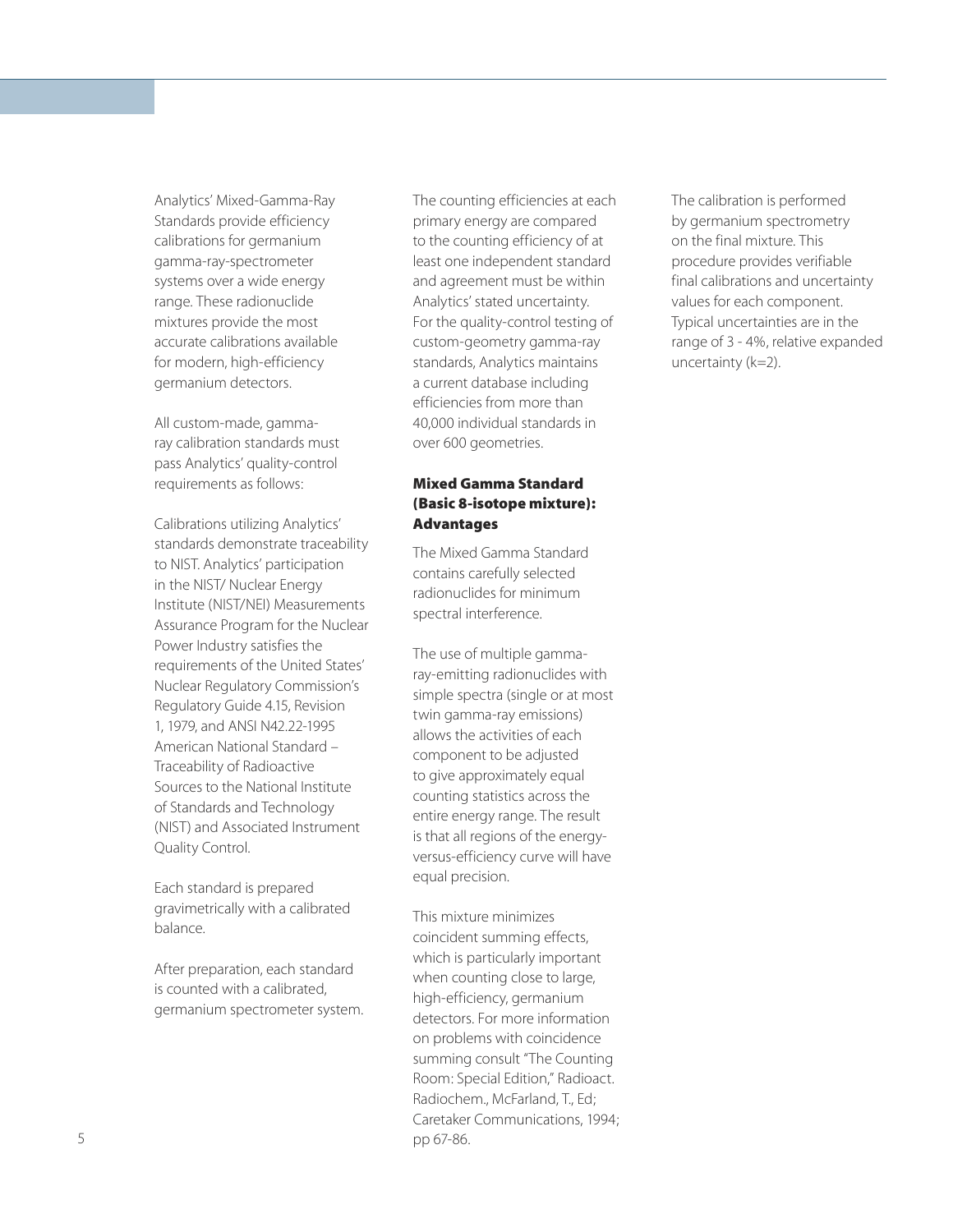Analytics' Mixed-Gamma-Ray Standards provide efficiency calibrations for germanium gamma-ray-spectrometer systems over a wide energy range. These radionuclide mixtures provide the most accurate calibrations available for modern, high-efficiency germanium detectors.

All custom-made, gamma-ray calibration standards must pass Analytics' quality-control requirements as follows:

Calibrations utilizing Analytics' standards demonstrate traceability to NIST. Analytics' participation in the NIST/ Nuclear Energy Institute (NIST/NEI) Measurements Assurance Program for the Nuclear Power Industry satisfies the requirements of the United States' Nuclear Regulatory Commission's Regulatory Guide 4.15, Revision 1, 1979, and ANSI N42.22-1995 American National Standard – Traceability of Radioactive Sources to the National Institute of Standards and Technology (NIST) and Associated Instrument Quality Control.

Each standard is prepared gravimetrically with a calibrated balance.

After preparation, each standard is counted with a calibrated, germanium spectrometer system.

The counting efficiencies at each primary energy are compared to the counting efficiency of at least one independent standard and agreement must be within Analytics' stated uncertainty. For the quality-control testing of custom-geometry gamma-ray standards, Analytics maintains a current database including efficiencies from more than 40,000 individual standards in over 600 geometries.

### Mixed Gamma Standard (Basic 8-isotope mixture): Advantages

The Mixed Gamma Standard contains carefully selected radionuclides for minimum spectral interference.

The use of multiple gamma-ray-emitting radionuclides with simple spectra (single or at most twin gamma-ray emissions) allows the activities of each component to be adjusted to give approximately equal counting statistics across the entire energy range. The result is that all regions of the energy-versus-efficiency curve will have equal precision.

This mixture minimizes coincident summing effects, which is particularly important when counting close to large, high-efficiency, germanium detectors. For more information on problems with coincidence summing consult "The Counting Room: Special Edition," Radioact. Radiochem., McFarland, T., Ed; Caretaker Communications, 1994; pp 67-86.

The calibration is performed by germanium spectrometry on the final mixture. This procedure provides verifiable final calibrations and uncertainty values for each component. Typical uncertainties are in the range of 3 - 4%, relative expanded uncertainty (k=2).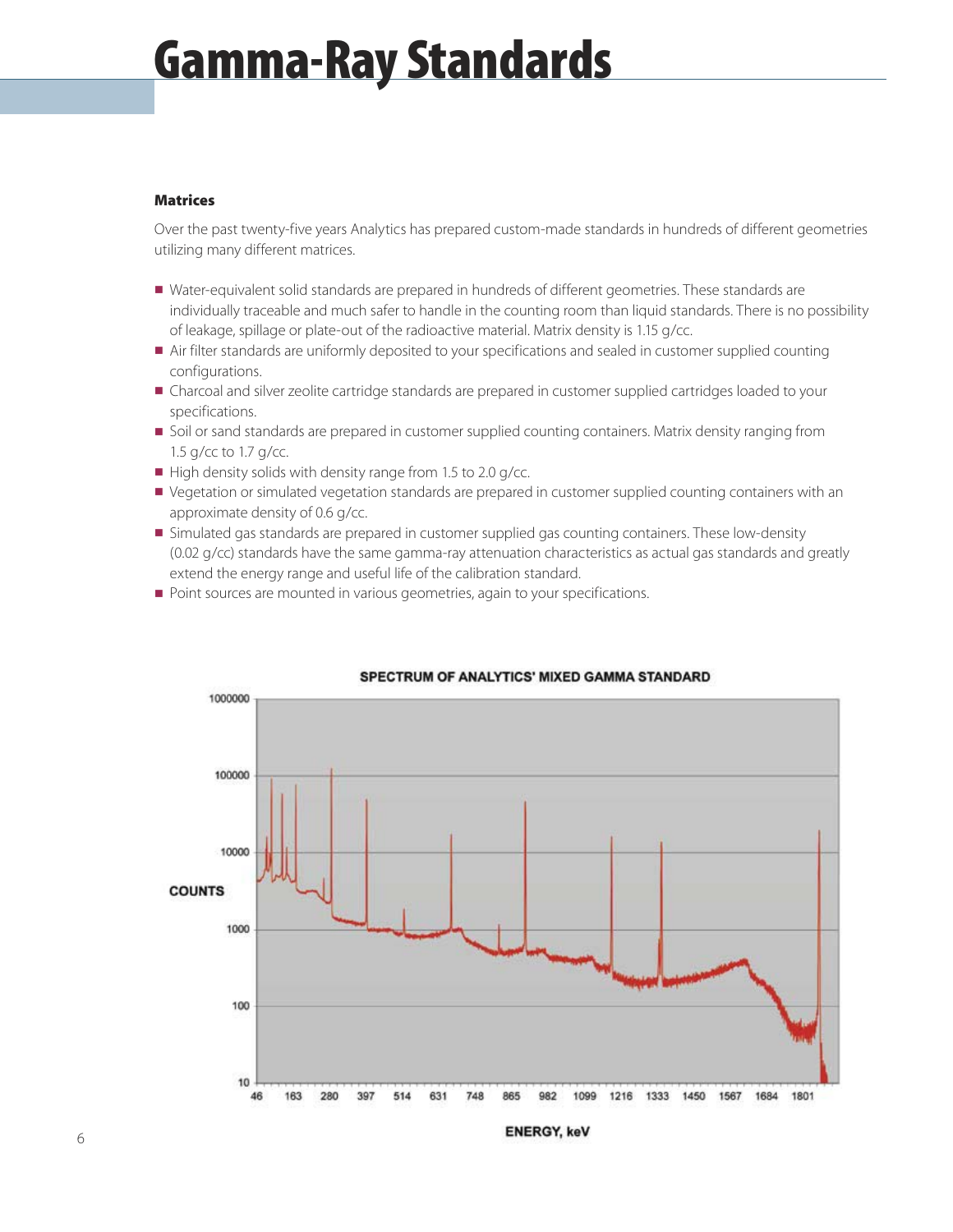# Gamma-Ray Standards

### Matrices

Over the past twenty-five years Analytics has prepared custom-made standards in hundreds of different geometries utilizing many different matrices.

- Water-equivalent solid standards are prepared in hundreds of different geometries. These standards are individually traceable and much safer to handle in the counting room than liquid standards. There is no possibility of leakage, spillage or plate-out of the radioactive material. Matrix density is 1.15 g/cc.
- Air filter standards are uniformly deposited to your specifications and sealed in customer supplied counting configurations.
- Charcoal and silver zeolite cartridge standards are prepared in customer supplied cartridges loaded to your specifications.
- Soil or sand standards are prepared in customer supplied counting containers. Matrix density ranging from 1.5 g/cc to 1.7 g/cc.
- High density solids with density range from 1.5 to 2.0 g/cc.
- Vegetation or simulated vegetation standards are prepared in customer supplied counting containers with an approximate density of 0.6 g/cc.
- Simulated gas standards are prepared in customer supplied gas counting containers. These low-density (0.02 g/cc) standards have the same gamma-ray attenuation characteristics as actual gas standards and greatly extend the energy range and useful life of the calibration standard.
- Point sources are mounted in various geometries, again to your specifications.

SPECTRUM OF ANALYTICS' MIXED GAMMA STANDARD

COUNTS

ENERGY, keV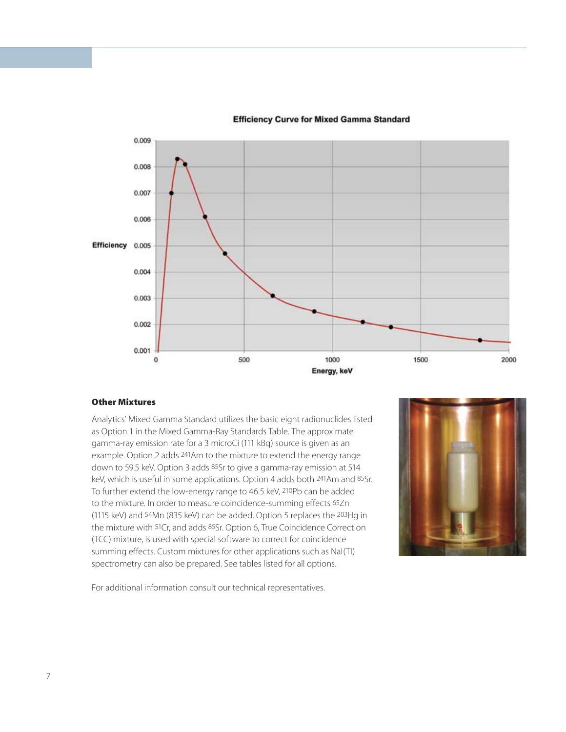Efficiency Curve for Mixed Gamma Standard

### Other Mixtures

Analytics' Mixed Gamma Standard utilizes the basic eight radionuclides listed as Option 1 in the Mixed Gamma-Ray Standards Table. The approximate gamma-ray emission rate for a 3 microCi (111 kBq) source is given as an example. Option 2 adds $^{241}$Am to the mixture to extend the energy range down to 59.5 keV. Option 3 adds $^{85}$Sr to give a gamma-ray emission at 514 keV, which is useful in some applications. Option 4 adds both $^{241}$Am and $^{85}$Sr. To further extend the low-energy range to 46.5 keV, $^{210}$Pb can be added to the mixture. In order to measure coincidence-summing effects $^{65}$Zn (1115 keV) and $^{54}$Mn (835 keV) can be added. Option 5 replaces the $^{203}$Hg in the mixture with $^{51}$Cr, and adds $^{85}$Sr. Option 6, True Coincidence Correction (TCC) mixture, is used with special software to correct for coincidence summing effects. Custom mixtures for other applications such as NaI(Tl) spectrometry can also be prepared. See tables listed for all options.

For additional information consult our technical representatives.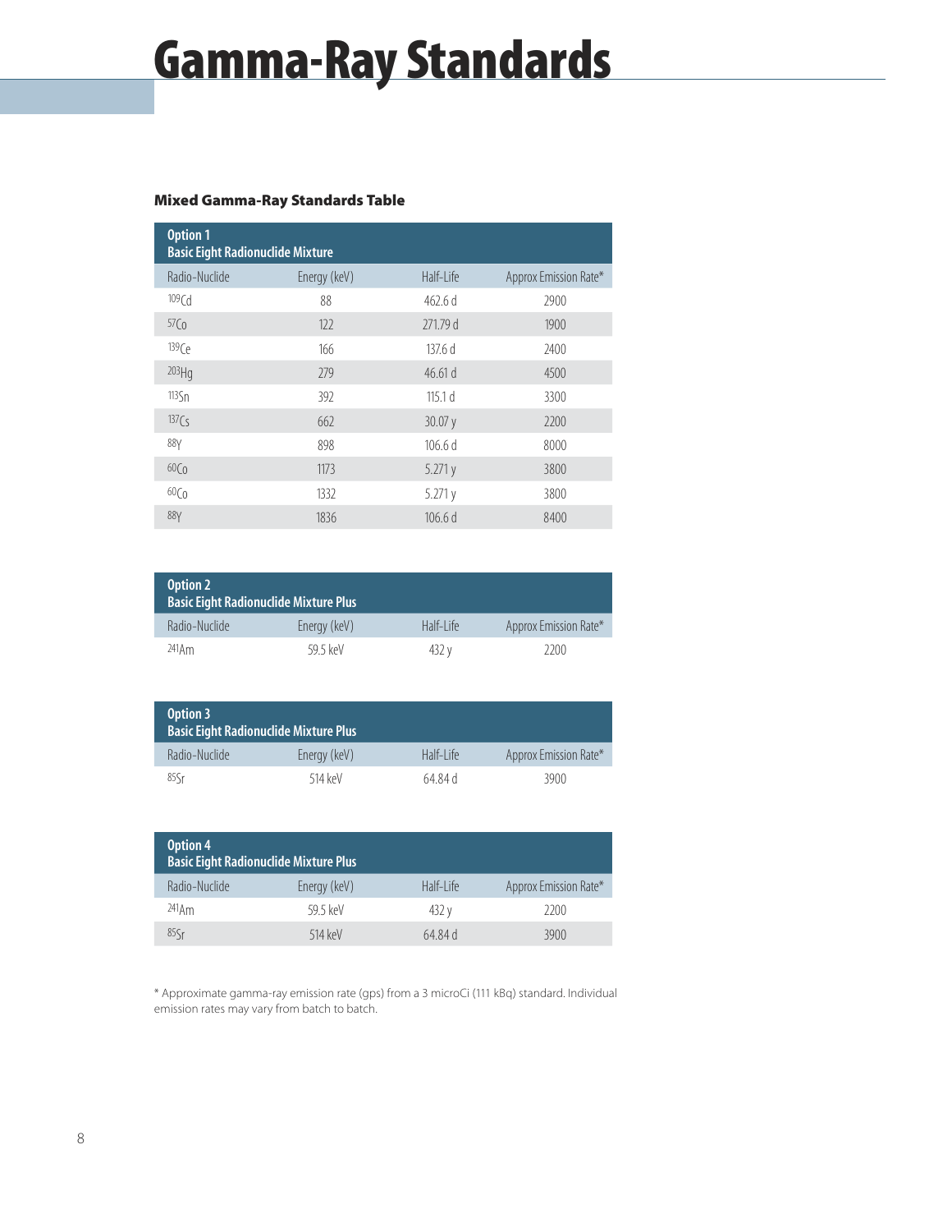# Gamma-Ray Standards

### Mixed Gamma-Ray Standards Table

| **Option 1<br>Basic Eight Radionuclide Mixture** | | | |
|---|---|---|---|
| Radio-Nuclide | Energy (keV) | Half-Life | Approx Emission Rate* |
| $^{109}$Cd | 88 | 462.6 d | 2900 |
| $^{57}$Co | 122 | 271.79 d | 1900 |
| $^{139}$Ce | 166 | 137.6 d | 2400 |
| $^{203}$Hg | 279 | 46.61 d | 4500 |
| $^{113}$Sn | 392 | 115.1 d | 3300 |
| $^{137}$Cs | 662 | 30.07 y | 2200 |
| $^{88}$Y | 898 | 106.6 d | 8000 |
| $^{60}$Co | 1173 | 5.271 y | 3800 |
| $^{60}$Co | 1332 | 5.271 y | 3800 |
| $^{88}$Y | 1836 | 106.6 d | 8400 |

| **Option 2<br>Basic Eight Radionuclide Mixture Plus** | | | |
|---|---|---|---|
| Radio-Nuclide | Energy (keV) | Half-Life | Approx Emission Rate* |
| $^{241}$Am | 59.5 keV | 432 y | 2200 |

| **Option 3<br>Basic Eight Radionuclide Mixture Plus** | | | |
|---|---|---|---|
| Radio-Nuclide | Energy (keV) | Half-Life | Approx Emission Rate* |
| $^{85}$Sr | 514 keV | 64.84 d | 3900 |

| **Option 4<br>Basic Eight Radionuclide Mixture Plus** | | | |
|---|---|---|---|
| Radio-Nuclide | Energy (keV) | Half-Life | Approx Emission Rate* |
| $^{241}$Am | 59.5 keV | 432 y | 2200 |
| $^{85}$Sr | 514 keV | 64.84 d | 3900 |

* Approximate gamma-ray emission rate (gps) from a 3 microCi (111 kBq) standard. Individual emission rates may vary from batch to batch.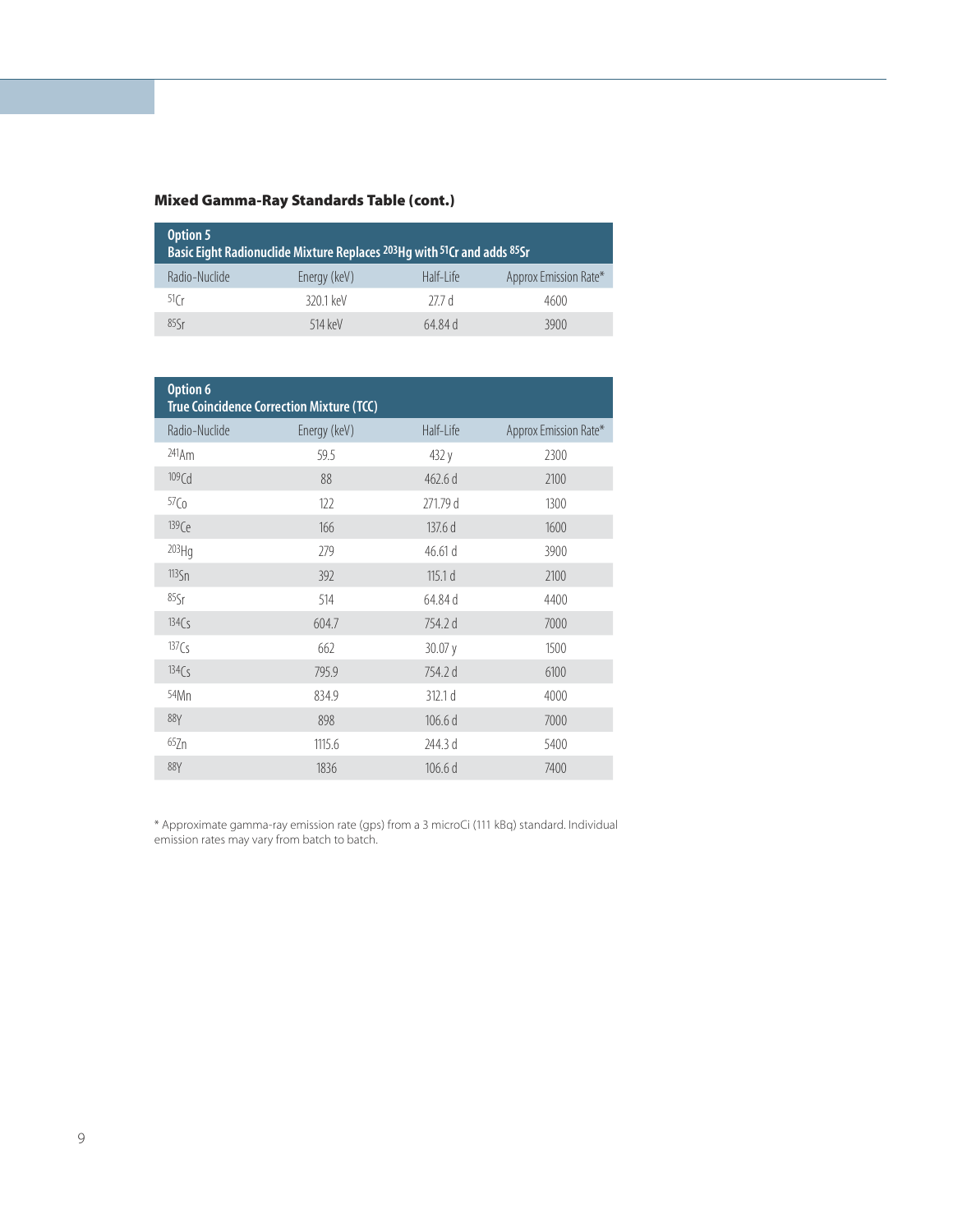### Mixed Gamma-Ray Standards Table (cont.)

| Option 5<br>Basic Eight Radionuclide Mixture Replaces $^{203}Hg$ with $^{51}Cr$ and adds $^{85}Sr$ | | | |
|---|---|---|---|
| Radio-Nuclide | Energy (keV) | Half-Life | Approx Emission Rate* |
| $^{51}Cr$ | 320.1 keV | 27.7 d | 4600 |
| $^{85}Sr$ | 514 keV | 64.84 d | 3900 |

| Option 6<br>True Coincidence Correction Mixture (TCC) | | | |
|---|---|---|---|
| Radio-Nuclide | Energy (keV) | Half-Life | Approx Emission Rate* |
| $^{241}Am$ | 59.5 | 432 y | 2300 |
| $^{109}Cd$ | 88 | 462.6 d | 2100 |
| $^{57}Co$ | 122 | 271.79 d | 1300 |
| $^{139}Ce$ | 166 | 137.6 d | 1600 |
| $^{203}Hg$ | 279 | 46.61 d | 3900 |
| $^{113}Sn$ | 392 | 115.1 d | 2100 |
| $^{85}Sr$ | 514 | 64.84 d | 4400 |
| $^{134}Cs$ | 604.7 | 754.2 d | 7000 |
| $^{137}Cs$ | 662 | 30.07 y | 1500 |
| $^{134}Cs$ | 795.9 | 754.2 d | 6100 |
| $^{54}Mn$ | 834.9 | 312.1 d | 4000 |
| $^{88}Y$ | 898 | 106.6 d | 7000 |
| $^{65}Zn$ | 1115.6 | 244.3 d | 5400 |
| $^{88}Y$ | 1836 | 106.6 d | 7400 |

* Approximate gamma-ray emission rate (gps) from a 3 microCi (111 kBq) standard. Individual emission rates may vary from batch to batch.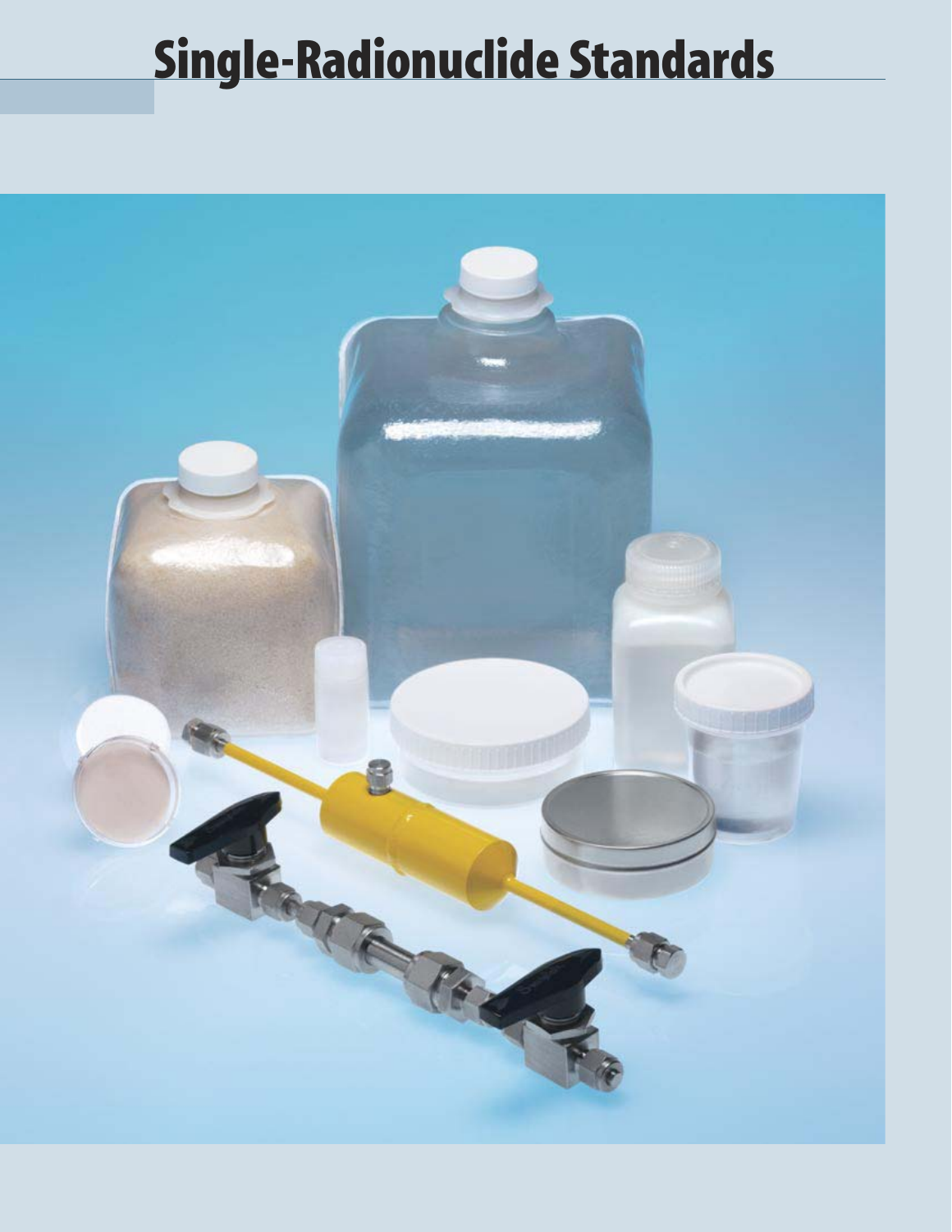# Single-Radionuclide Standards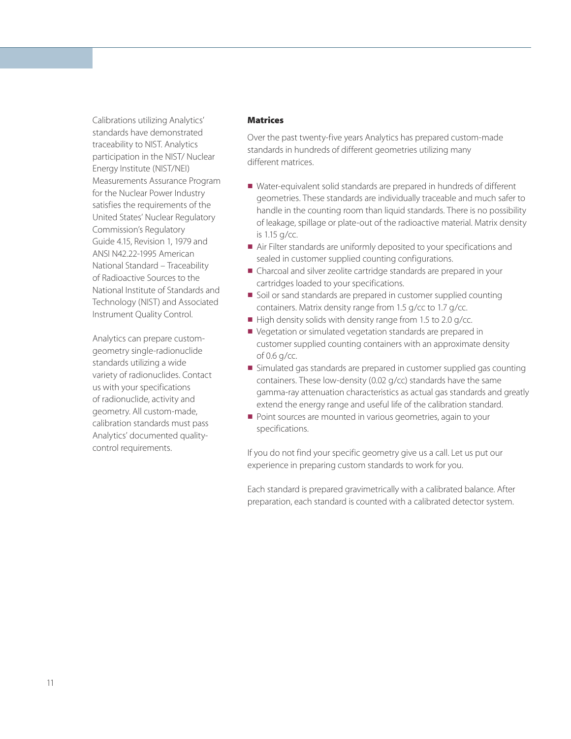Calibrations utilizing Analytics' standards have demonstrated traceability to NIST. Analytics participation in the NIST/ Nuclear Energy Institute (NIST/NEI) Measurements Assurance Program for the Nuclear Power Industry satisfies the requirements of the United States' Nuclear Regulatory Commission's Regulatory Guide 4.15, Revision 1, 1979 and ANSI N42.22-1995 American National Standard – Traceability of Radioactive Sources to the National Institute of Standards and Technology (NIST) and Associated Instrument Quality Control.

Analytics can prepare custom-geometry single-radionuclide standards utilizing a wide variety of radionuclides. Contact us with your specifications of radionuclide, activity and geometry. All custom-made, calibration standards must pass Analytics' documented quality-control requirements.

**Matrices**

Over the past twenty-five years Analytics has prepared custom-made standards in hundreds of different geometries utilizing many different matrices.

- Water-equivalent solid standards are prepared in hundreds of different geometries. These standards are individually traceable and much safer to handle in the counting room than liquid standards. There is no possibility of leakage, spillage or plate-out of the radioactive material. Matrix density is 1.15 g/cc.
- Air Filter standards are uniformly deposited to your specifications and sealed in customer supplied counting configurations.
- Charcoal and silver zeolite cartridge standards are prepared in your cartridges loaded to your specifications.
- Soil or sand standards are prepared in customer supplied counting containers. Matrix density range from 1.5 g/cc to 1.7 g/cc.
- High density solids with density range from 1.5 to 2.0 g/cc.
- Vegetation or simulated vegetation standards are prepared in customer supplied counting containers with an approximate density of 0.6 g/cc.
- Simulated gas standards are prepared in customer supplied gas counting containers. These low-density (0.02 g/cc) standards have the same gamma-ray attenuation characteristics as actual gas standards and greatly extend the energy range and useful life of the calibration standard.
- Point sources are mounted in various geometries, again to your specifications.

If you do not find your specific geometry give us a call. Let us put our experience in preparing custom standards to work for you.

Each standard is prepared gravimetrically with a calibrated balance. After preparation, each standard is counted with a calibrated detector system.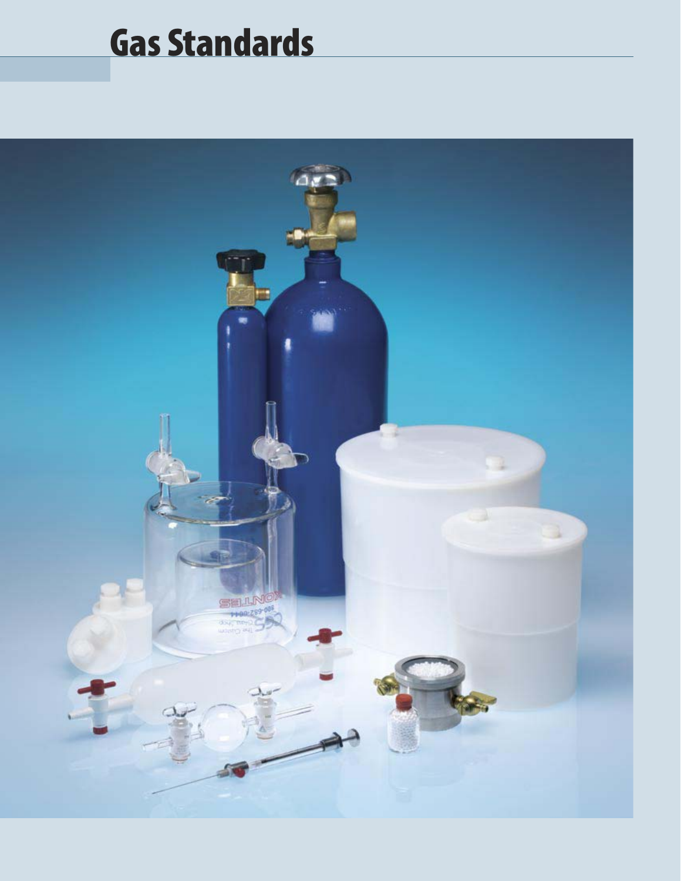# Gas Standards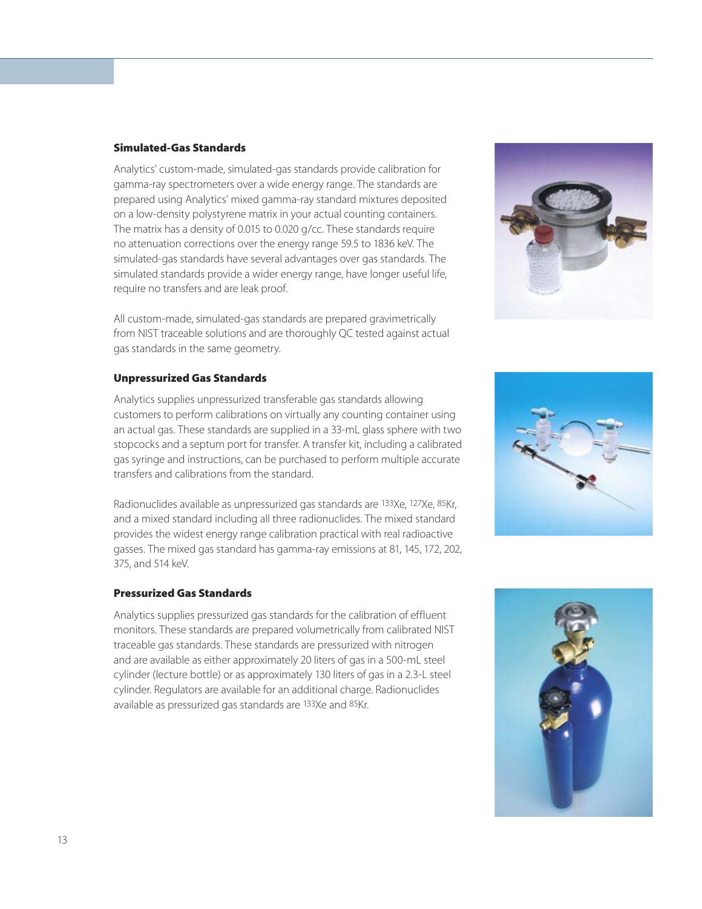### Simulated-Gas Standards

Analytics' custom-made, simulated-gas standards provide calibration for gamma-ray spectrometers over a wide energy range. The standards are prepared using Analytics' mixed gamma-ray standard mixtures deposited on a low-density polystyrene matrix in your actual counting containers. The matrix has a density of 0.015 to 0.020 g/cc. These standards require no attenuation corrections over the energy range 59.5 to 1836 keV. The simulated-gas standards have several advantages over gas standards. The simulated standards provide a wider energy range, have longer useful life, require no transfers and are leak proof.

All custom-made, simulated-gas standards are prepared gravimetrically from NIST traceable solutions and are thoroughly QC tested against actual gas standards in the same geometry.

### Unpressurized Gas Standards

Analytics supplies unpressurized transferable gas standards allowing customers to perform calibrations on virtually any counting container using an actual gas. These standards are supplied in a 33-mL glass sphere with two stopcocks and a septum port for transfer. A transfer kit, including a calibrated gas syringe and instructions, can be purchased to perform multiple accurate transfers and calibrations from the standard.

Radionuclides available as unpressurized gas standards are $^{133}$Xe, $^{127}$Xe, $^{85}$Kr, and a mixed standard including all three radionuclides. The mixed standard provides the widest energy range calibration practical with real radioactive gasses. The mixed gas standard has gamma-ray emissions at 81, 145, 172, 202, 375, and 514 keV.

### Pressurized Gas Standards

Analytics supplies pressurized gas standards for the calibration of effluent monitors. These standards are prepared volumetrically from calibrated NIST traceable gas standards. These standards are pressurized with nitrogen and are available as either approximately 20 liters of gas in a 500-mL steel cylinder (lecture bottle) or as approximately 130 liters of gas in a 2.3-L steel cylinder. Regulators are available for an additional charge. Radionuclides available as pressurized gas standards are $^{133}$Xe and $^{85}$Kr.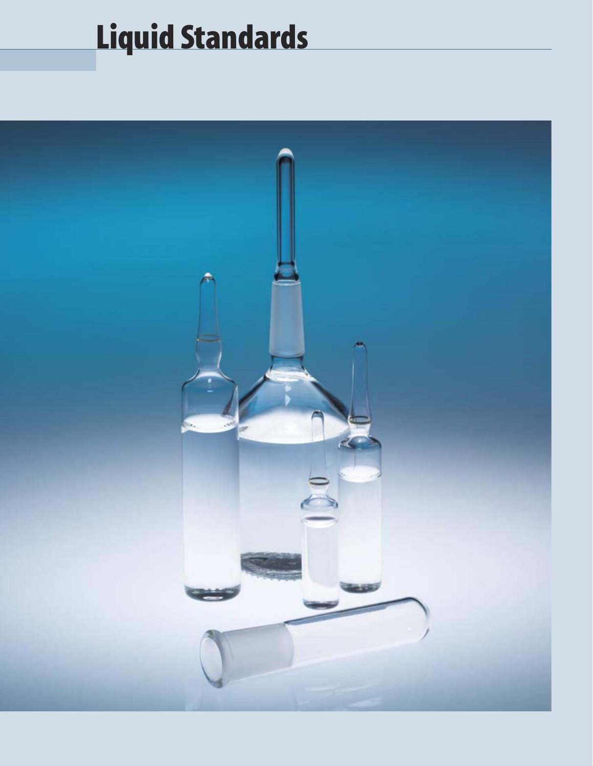# Liquid Standards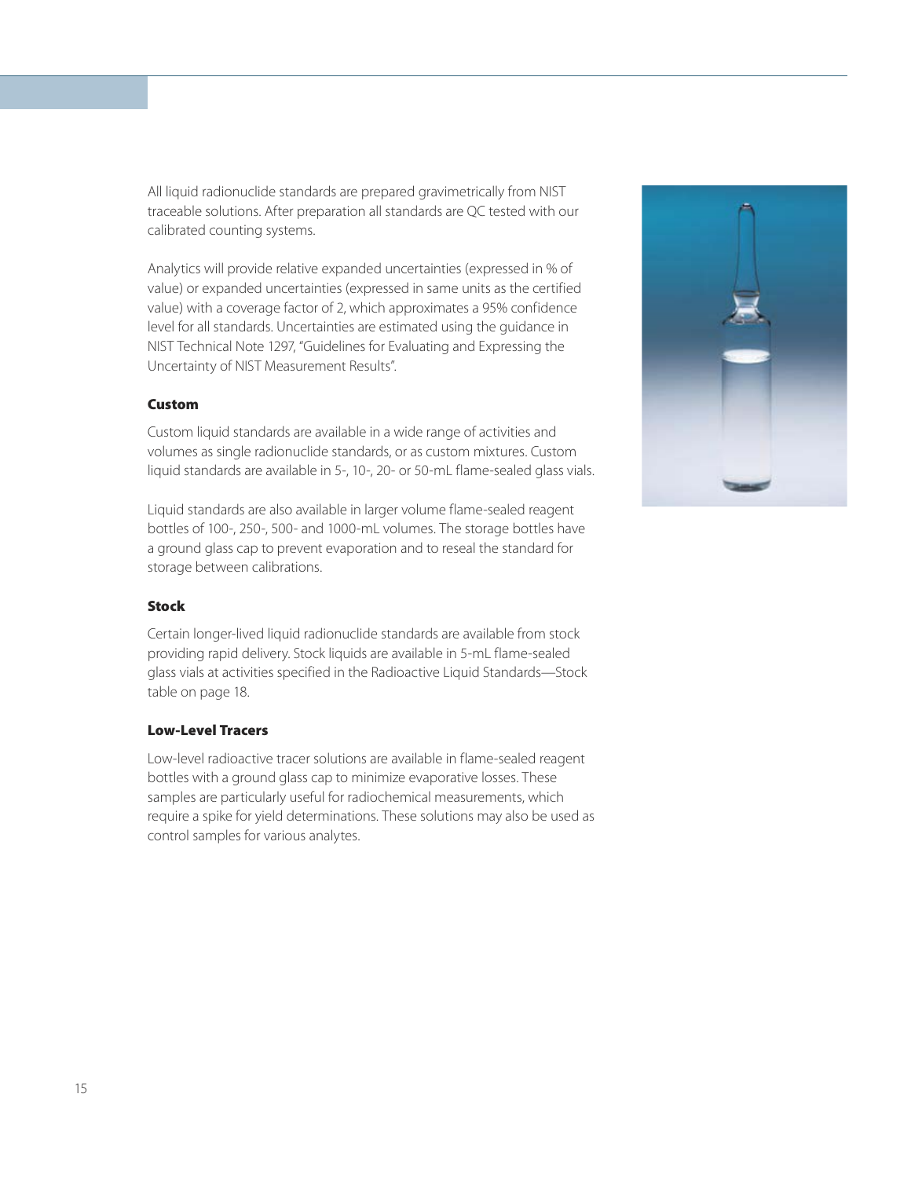All liquid radionuclide standards are prepared gravimetrically from NIST traceable solutions. After preparation all standards are QC tested with our calibrated counting systems.

Analytics will provide relative expanded uncertainties (expressed in % of value) or expanded uncertainties (expressed in same units as the certified value) with a coverage factor of 2, which approximates a 95% confidence level for all standards. Uncertainties are estimated using the guidance in NIST Technical Note 1297, "Guidelines for Evaluating and Expressing the Uncertainty of NIST Measurement Results".

### Custom

Custom liquid standards are available in a wide range of activities and volumes as single radionuclide standards, or as custom mixtures. Custom liquid standards are available in 5-, 10-, 20- or 50-mL flame-sealed glass vials.

Liquid standards are also available in larger volume flame-sealed reagent bottles of 100-, 250-, 500- and 1000-mL volumes. The storage bottles have a ground glass cap to prevent evaporation and to reseal the standard for storage between calibrations.

### Stock

Certain longer-lived liquid radionuclide standards are available from stock providing rapid delivery. Stock liquids are available in 5-mL flame-sealed glass vials at activities specified in the Radioactive Liquid Standards—Stock table on page 18.

### Low-Level Tracers

Low-level radioactive tracer solutions are available in flame-sealed reagent bottles with a ground glass cap to minimize evaporative losses. These samples are particularly useful for radiochemical measurements, which require a spike for yield determinations. These solutions may also be used as control samples for various analytes.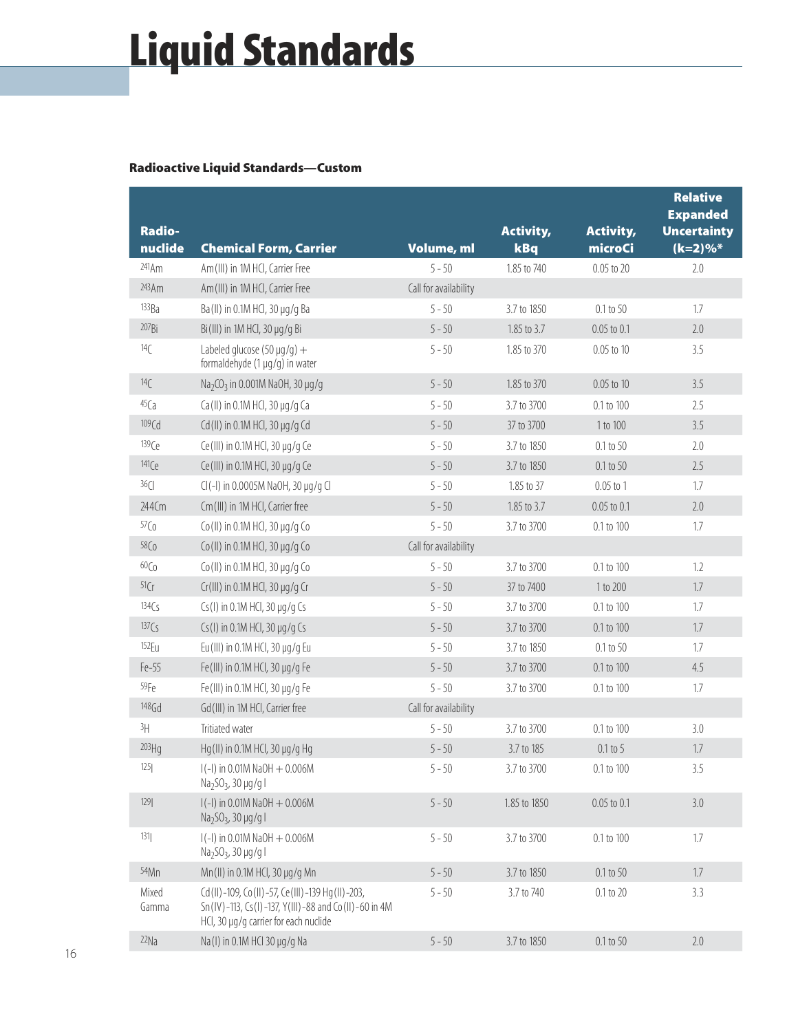# Liquid Standards

### Radioactive Liquid Standards—Custom

| Radio-nuclide | Chemical Form, Carrier | Volume, ml | Activity, kBq | Activity, microCi | Relative Expanded Uncertainty (k=2)%* |
|---|---|---|---|---|---|
| $^{241}$Am | Am(III) in 1M HCl, Carrier Free | 5 - 50 | 1.85 to 740 | 0.05 to 20 | 2.0 |
| $^{243}$Am | Am(III) in 1M HCl, Carrier Free | Call for availability | | | |
| $^{133}$Ba | Ba(II) in 0.1M HCl, 30 µg/g Ba | 5 - 50 | 3.7 to 1850 | 0.1 to 50 | 1.7 |
| $^{207}$Bi | Bi(III) in 1M HCl, 30 µg/g Bi | 5 - 50 | 1.85 to 3.7 | 0.05 to 0.1 | 2.0 |
| $^{14}$C | Labeled glucose (50 µg/g) + formaldehyde (1 µg/g) in water | 5 - 50 | 1.85 to 370 | 0.05 to 10 | 3.5 |
| $^{14}$C | $Na_2CO_3$ in 0.001M NaOH, 30 µg/g | 5 - 50 | 1.85 to 370 | 0.05 to 10 | 3.5 |
| $^{45}$Ca | Ca(II) in 0.1M HCl, 30 µg/g Ca | 5 - 50 | 3.7 to 3700 | 0.1 to 100 | 2.5 |
| $^{109}$Cd | Cd(II) in 0.1M HCl, 30 µg/g Cd | 5 - 50 | 37 to 3700 | 1 to 100 | 3.5 |
| $^{139}$Ce | Ce(III) in 0.1M HCl, 30 µg/g Ce | 5 - 50 | 3.7 to 1850 | 0.1 to 50 | 2.0 |
| $^{141}$Ce | Ce(III) in 0.1M HCl, 30 µg/g Ce | 5 - 50 | 3.7 to 1850 | 0.1 to 50 | 2.5 |
| $^{36}$Cl | Cl(-I) in 0.0005M NaOH, 30 µg/g Cl | 5 - 50 | 1.85 to 37 | 0.05 to 1 | 1.7 |
| 244Cm | Cm(III) in 1M HCl, Carrier free | 5 - 50 | 1.85 to 3.7 | 0.05 to 0.1 | 2.0 |
| $^{57}$Co | Co(II) in 0.1M HCl, 30 µg/g Co | 5 - 50 | 3.7 to 3700 | 0.1 to 100 | 1.7 |
| $^{58}$Co | Co(II) in 0.1M HCl, 30 µg/g Co | Call for availability | | | |
| $^{60}$Co | Co(II) in 0.1M HCl, 30 µg/g Co | 5 - 50 | 3.7 to 3700 | 0.1 to 100 | 1.2 |
| $^{51}$Cr | Cr(III) in 0.1M HCl, 30 µg/g Cr | 5 - 50 | 37 to 7400 | 1 to 200 | 1.7 |
| $^{134}$Cs | Cs(I) in 0.1M HCl, 30 µg/g Cs | 5 - 50 | 3.7 to 3700 | 0.1 to 100 | 1.7 |
| $^{137}$Cs | Cs(I) in 0.1M HCl, 30 µg/g Cs | 5 - 50 | 3.7 to 3700 | 0.1 to 100 | 1.7 |
| $^{152}$Eu | Eu(III) in 0.1M HCl, 30 µg/g Eu | 5 - 50 | 3.7 to 1850 | 0.1 to 50 | 1.7 |
| Fe-55 | Fe(III) in 0.1M HCl, 30 µg/g Fe | 5 - 50 | 3.7 to 3700 | 0.1 to 100 | 4.5 |
| $^{59}$Fe | Fe(III) in 0.1M HCl, 30 µg/g Fe | 5 - 50 | 3.7 to 3700 | 0.1 to 100 | 1.7 |
| $^{148}$Gd | Gd(III) in 1M HCl, Carrier free | Call for availability | | | |
| $^{3}$H | Tritiated water | 5 - 50 | 3.7 to 3700 | 0.1 to 100 | 3.0 |
| $^{203}$Hg | Hg(II) in 0.1M HCl, 30 µg/g Hg | 5 - 50 | 3.7 to 185 | 0.1 to 5 | 1.7 |
| $^{125}$I | I(-I) in 0.01M NaOH + 0.006M $Na_2SO_3$, 30 µg/g I | 5 - 50 | 3.7 to 3700 | 0.1 to 100 | 3.5 |
| $^{129}$I | I(-I) in 0.01M NaOH + 0.006M $Na_2SO_3$, 30 µg/g I | 5 - 50 | 1.85 to 1850 | 0.05 to 0.1 | 3.0 |
| $^{131}$I | I(-I) in 0.01M NaOH + 0.006M $Na_2SO_3$, 30 µg/g I | 5 - 50 | 3.7 to 3700 | 0.1 to 100 | 1.7 |
| $^{54}$Mn | Mn(II) in 0.1M HCl, 30 µg/g Mn | 5 - 50 | 3.7 to 1850 | 0.1 to 50 | 1.7 |
| Mixed Gamma | Cd(II)-109, Co(II)-57, Ce(III)-139 Hg(II)-203, Sn(IV)-113, Cs(I)-137, Y(III)-88 and Co(II)-60 in 4M HCl, 30 µg/g carrier for each nuclide | 5 - 50 | 3.7 to 740 | 0.1 to 20 | 3.3 |
| $^{22}$Na | Na(I) in 0.1M HCl 30 µg/g Na | 5 - 50 | 3.7 to 1850 | 0.1 to 50 | 2.0 |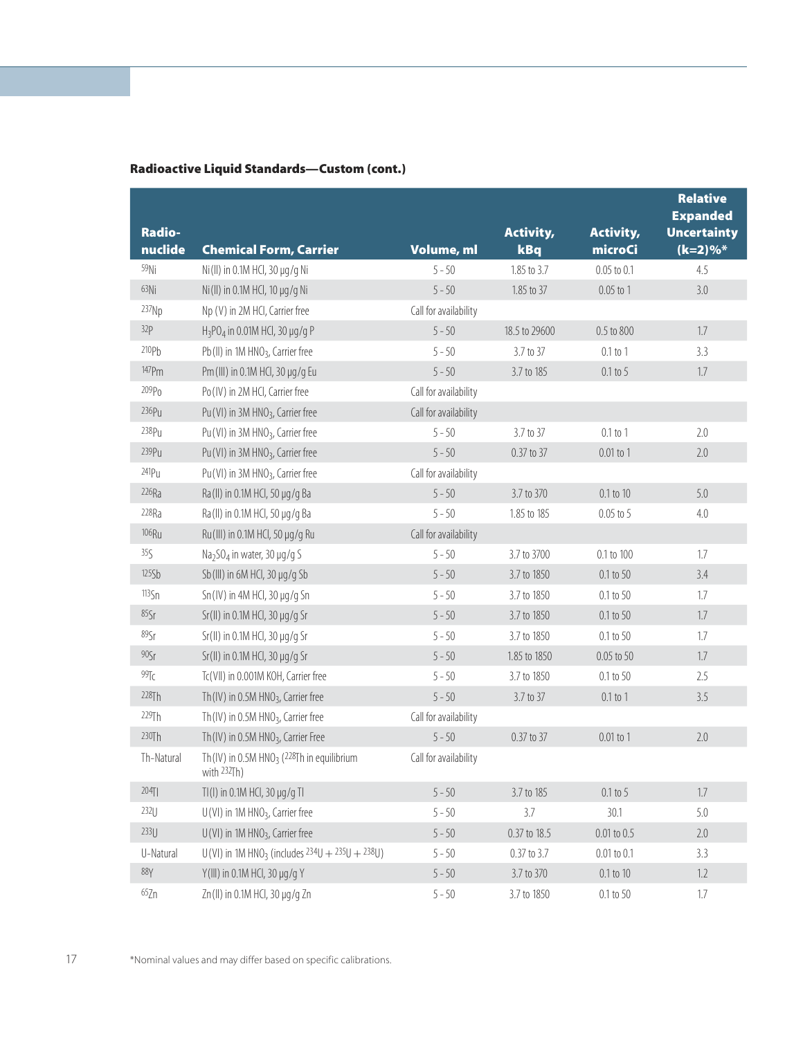### Radioactive Liquid Standards—Custom (cont.)

| Radio-nuclide | Chemical Form, Carrier | Volume, ml | Activity, kBq | Activity, microCi | Relative Expanded Uncertainty (k=2)%* |
|---|---|---|---|---|---|
| $^{59}$Ni | Ni(II) in 0.1M HCl, 30 µg/g Ni | 5 - 50 | 1.85 to 3.7 | 0.05 to 0.1 | 4.5 |
| $^{63}$Ni | Ni(II) in 0.1M HCl, 10 µg/g Ni | 5 - 50 | 1.85 to 37 | 0.05 to 1 | 3.0 |
| $^{237}$Np | Np (V) in 2M HCl, Carrier free | Call for availability | | | |
| $^{32}$P | $H_3PO_4$ in 0.01M HCl, 30 µg/g P | 5 - 50 | 18.5 to 29600 | 0.5 to 800 | 1.7 |
| $^{210}$Pb | Pb(II) in 1M $HNO_3$, Carrier free | 5 - 50 | 3.7 to 37 | 0.1 to 1 | 3.3 |
| $^{147}$Pm | Pm(III) in 0.1M HCl, 30 µg/g Eu | 5 - 50 | 3.7 to 185 | 0.1 to 5 | 1.7 |
| $^{209}$Po | Po(IV) in 2M HCl, Carrier free | Call for availability | | | |
| $^{236}$Pu | Pu(VI) in 3M $HNO_3$, Carrier free | Call for availability | | | |
| $^{238}$Pu | Pu(VI) in 3M $HNO_3$, Carrier free | 5 - 50 | 3.7 to 37 | 0.1 to 1 | 2.0 |
| $^{239}$Pu | Pu(VI) in 3M $HNO_3$, Carrier free | 5 - 50 | 0.37 to 37 | 0.01 to 1 | 2.0 |
| $^{241}$Pu | Pu(VI) in 3M $HNO_3$, Carrier free | Call for availability | | | |
| $^{226}$Ra | Ra(II) in 0.1M HCl, 50 µg/g Ba | 5 - 50 | 3.7 to 370 | 0.1 to 10 | 5.0 |
| $^{228}$Ra | Ra(II) in 0.1M HCl, 50 µg/g Ba | 5 - 50 | 1.85 to 185 | 0.05 to 5 | 4.0 |
| $^{106}$Ru | Ru(III) in 0.1M HCl, 50 µg/g Ru | Call for availability | | | |
| $^{35}$S | $Na_2SO_4$ in water, 30 µg/g S | 5 - 50 | 3.7 to 3700 | 0.1 to 100 | 1.7 |
| $^{125}$Sb | Sb(III) in 6M HCl, 30 µg/g Sb | 5 - 50 | 3.7 to 1850 | 0.1 to 50 | 3.4 |
| $^{113}$Sn | Sn(IV) in 4M HCl, 30 µg/g Sn | 5 - 50 | 3.7 to 1850 | 0.1 to 50 | 1.7 |
| $^{85}$Sr | Sr(II) in 0.1M HCl, 30 µg/g Sr | 5 - 50 | 3.7 to 1850 | 0.1 to 50 | 1.7 |
| $^{89}$Sr | Sr(II) in 0.1M HCl, 30 µg/g Sr | 5 - 50 | 3.7 to 1850 | 0.1 to 50 | 1.7 |
| $^{90}$Sr | Sr(II) in 0.1M HCl, 30 µg/g Sr | 5 - 50 | 1.85 to 1850 | 0.05 to 50 | 1.7 |
| $^{99}$Tc | Tc(VII) in 0.001M KOH, Carrier free | 5 - 50 | 3.7 to 1850 | 0.1 to 50 | 2.5 |
| $^{228}$Th | Th(IV) in 0.5M $HNO_3$, Carrier free | 5 - 50 | 3.7 to 37 | 0.1 to 1 | 3.5 |
| $^{229}$Th | Th(IV) in 0.5M $HNO_3$, Carrier free | Call for availability | | | |
| $^{230}$Th | Th(IV) in 0.5M $HNO_3$, Carrier Free | 5 - 50 | 0.37 to 37 | 0.01 to 1 | 2.0 |
| Th-Natural | Th(IV) in 0.5M $HNO_3$ ($^{228}$Th in equilibrium with $^{232}$Th) | Call for availability | | | |
| $^{204}$Tl | Tl(I) in 0.1M HCl, 30 µg/g Tl | 5 - 50 | 3.7 to 185 | 0.1 to 5 | 1.7 |
| $^{232}$U | U(VI) in 1M $HNO_3$, Carrier free | 5 - 50 | 3.7 | 30.1 | 5.0 |
| $^{233}$U | U(VI) in 1M $HNO_3$, Carrier free | 5 - 50 | 0.37 to 18.5 | 0.01 to 0.5 | 2.0 |
| U-Natural | U(VI) in 1M $HNO_3$ (includes $^{234}$U + $^{235}$U + $^{238}$U) | 5 - 50 | 0.37 to 3.7 | 0.01 to 0.1 | 3.3 |
| $^{88}$Y | Y(III) in 0.1M HCl, 30 µg/g Y | 5 - 50 | 3.7 to 370 | 0.1 to 10 | 1.2 |
| $^{65}$Zn | Zn(II) in 0.1M HCl, 30 µg/g Zn | 5 - 50 | 3.7 to 1850 | 0.1 to 50 | 1.7 |

*Nominal values and may differ based on specific calibrations.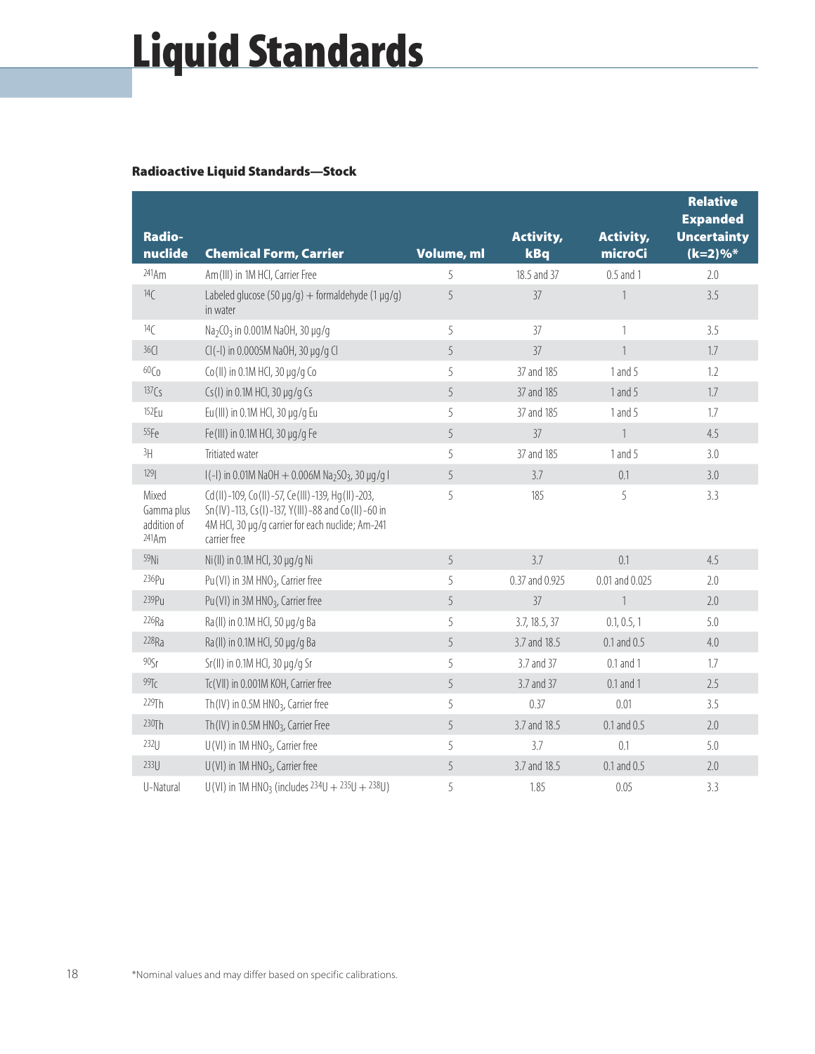# Liquid Standards

### Radioactive Liquid Standards—Stock

| Radio-nuclide | Chemical Form, Carrier | Volume, ml | Activity, kBq | Activity, microCi | Relative Expanded Uncertainty (k=2)%* |
|---|---|---|---|---|---|
| $^{241}$Am | Am(III) in 1M HCl, Carrier Free | 5 | 18.5 and 37 | 0.5 and 1 | 2.0 |
| $^{14}$C | Labeled glucose (50 µg/g) + formaldehyde (1 µg/g) in water | 5 | 37 | 1 | 3.5 |
| $^{14}$C | $Na_2CO_3$ in 0.001M NaOH, 30 µg/g | 5 | 37 | 1 | 3.5 |
| $^{36}$Cl | Cl(-I) in 0.0005M NaOH, 30 µg/g Cl | 5 | 37 | 1 | 1.7 |
| $^{60}$Co | Co(II) in 0.1M HCl, 30 µg/g Co | 5 | 37 and 185 | 1 and 5 | 1.2 |
| $^{137}$Cs | Cs(I) in 0.1M HCl, 30 µg/g Cs | 5 | 37 and 185 | 1 and 5 | 1.7 |
| $^{152}$Eu | Eu(III) in 0.1M HCl, 30 µg/g Eu | 5 | 37 and 185 | 1 and 5 | 1.7 |
| $^{55}$Fe | Fe(III) in 0.1M HCl, 30 µg/g Fe | 5 | 37 | 1 | 4.5 |
| $^{3}$H | Tritiated water | 5 | 37 and 185 | 1 and 5 | 3.0 |
| $^{129}$I | I(-I) in 0.01M NaOH + 0.006M $Na_2SO_3$, 30 µg/g I | 5 | 3.7 | 0.1 | 3.0 |
| Mixed Gamma plus addition of $^{241}$Am | Cd(II)-109, Co(II)-57, Ce(III)-139, Hg(II)-203, Sn(IV)-113, Cs(I)-137, Y(III)-88 and Co(II)-60 in 4M HCl, 30 µg/g carrier for each nuclide; Am-241 carrier free | 5 | 185 | 5 | 3.3 |
| $^{59}$Ni | Ni(II) in 0.1M HCl, 30 µg/g Ni | 5 | 3.7 | 0.1 | 4.5 |
| $^{236}$Pu | Pu(VI) in 3M $HNO_3$, Carrier free | 5 | 0.37 and 0.925 | 0.01 and 0.025 | 2.0 |
| $^{239}$Pu | Pu(VI) in 3M $HNO_3$, Carrier free | 5 | 37 | 1 | 2.0 |
| $^{226}$Ra | Ra(II) in 0.1M HCl, 50 µg/g Ba | 5 | 3.7, 18.5, 37 | 0.1, 0.5, 1 | 5.0 |
| $^{228}$Ra | Ra(II) in 0.1M HCl, 50 µg/g Ba | 5 | 3.7 and 18.5 | 0.1 and 0.5 | 4.0 |
| $^{90}$Sr | Sr(II) in 0.1M HCl, 30 µg/g Sr | 5 | 3.7 and 37 | 0.1 and 1 | 1.7 |
| $^{99}$Tc | Tc(VII) in 0.001M KOH, Carrier free | 5 | 3.7 and 37 | 0.1 and 1 | 2.5 |
| $^{229}$Th | Th(IV) in 0.5M $HNO_3$, Carrier free | 5 | 0.37 | 0.01 | 3.5 |
| $^{230}$Th | Th(IV) in 0.5M $HNO_3$, Carrier Free | 5 | 3.7 and 18.5 | 0.1 and 0.5 | 2.0 |
| $^{232}$U | U(VI) in 1M $HNO_3$, Carrier free | 5 | 3.7 | 0.1 | 5.0 |
| $^{233}$U | U(VI) in 1M $HNO_3$, Carrier free | 5 | 3.7 and 18.5 | 0.1 and 0.5 | 2.0 |
| U-Natural | U(VI) in 1M $HNO_3$ (includes $^{234}$U + $^{235}$U + $^{238}$U) | 5 | 1.85 | 0.05 | 3.3 |

*Nominal values and may differ based on specific calibrations.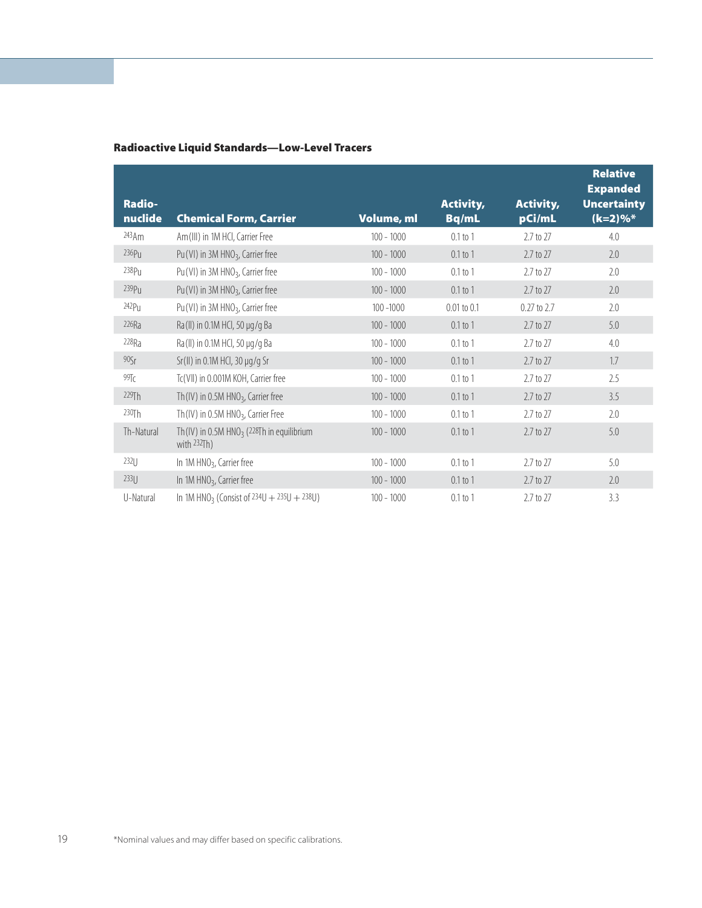## Radioactive Liquid Standards—Low-Level Tracers

| Radio-nuclide | Chemical Form, Carrier | Volume, ml | Activity, Bq/mL | Activity, pCi/mL | Relative Expanded Uncertainty (k=2)%* |
|---|---|---|---|---|---|
| $^{243}$Am | Am(III) in 1M HCl, Carrier Free | 100 - 1000 | 0.1 to 1 | 2.7 to 27 | 4.0 |
| $^{236}$Pu | Pu(VI) in 3M $HNO_3$, Carrier free | 100 - 1000 | 0.1 to 1 | 2.7 to 27 | 2.0 |
| $^{238}$Pu | Pu(VI) in 3M $HNO_3$, Carrier free | 100 - 1000 | 0.1 to 1 | 2.7 to 27 | 2.0 |
| $^{239}$Pu | Pu(VI) in 3M $HNO_3$, Carrier free | 100 - 1000 | 0.1 to 1 | 2.7 to 27 | 2.0 |
| $^{242}$Pu | Pu(VI) in 3M $HNO_3$, Carrier free | 100 -1000 | 0.01 to 0.1 | 0.27 to 2.7 | 2.0 |
| $^{226}$Ra | Ra(II) in 0.1M HCl, 50 µg/g Ba | 100 - 1000 | 0.1 to 1 | 2.7 to 27 | 5.0 |
| $^{228}$Ra | Ra(II) in 0.1M HCl, 50 µg/g Ba | 100 - 1000 | 0.1 to 1 | 2.7 to 27 | 4.0 |
| $^{90}$Sr | Sr(II) in 0.1M HCl, 30 µg/g Sr | 100 - 1000 | 0.1 to 1 | 2.7 to 27 | 1.7 |
| $^{99}$Tc | Tc(VII) in 0.001M KOH, Carrier free | 100 - 1000 | 0.1 to 1 | 2.7 to 27 | 2.5 |
| $^{229}$Th | Th(IV) in 0.5M $HNO_3$, Carrier free | 100 - 1000 | 0.1 to 1 | 2.7 to 27 | 3.5 |
| $^{230}$Th | Th(IV) in 0.5M $HNO_3$, Carrier Free | 100 - 1000 | 0.1 to 1 | 2.7 to 27 | 2.0 |
| Th-Natural | Th(IV) in 0.5M $HNO_3$ ($^{228}$Th in equilibrium with $^{232}$Th) | 100 - 1000 | 0.1 to 1 | 2.7 to 27 | 5.0 |
| $^{232}$U | In 1M $HNO_3$, Carrier free | 100 - 1000 | 0.1 to 1 | 2.7 to 27 | 5.0 |
| $^{233}$U | In 1M $HNO_3$, Carrier free | 100 - 1000 | 0.1 to 1 | 2.7 to 27 | 2.0 |
| U-Natural | In 1M $HNO_3$ (Consist of $^{234}$U + $^{235}$U + $^{238}$U) | 100 - 1000 | 0.1 to 1 | 2.7 to 27 | 3.3 |

*Nominal values and may differ based on specific calibrations.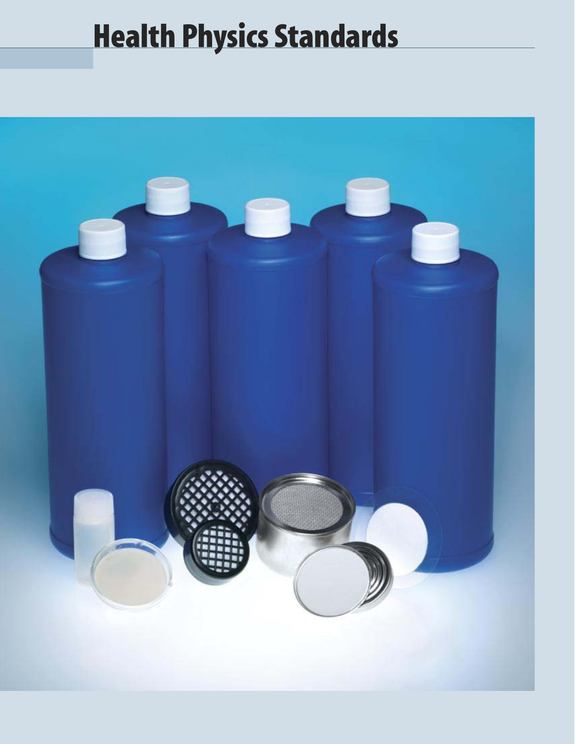# Health Physics Standards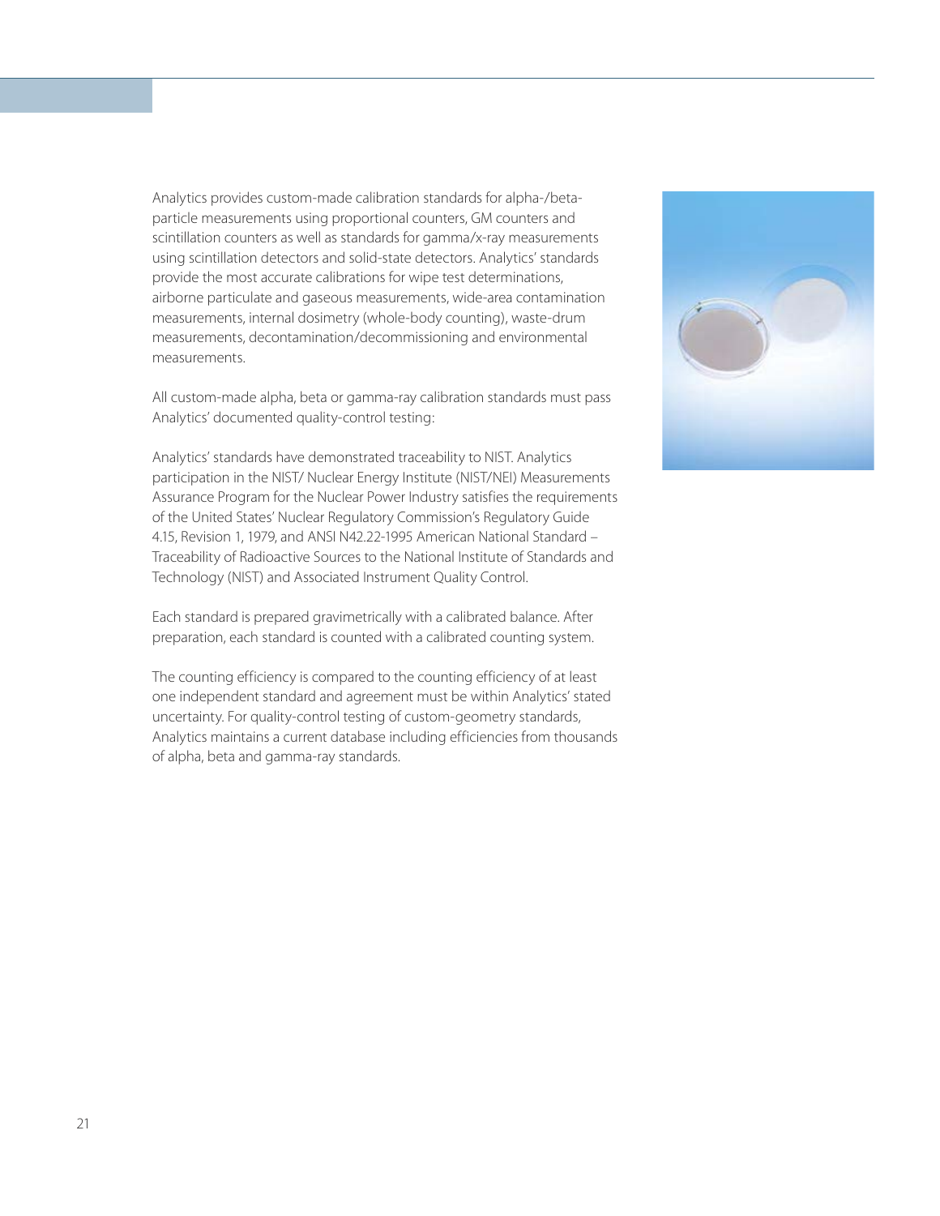Analytics provides custom-made calibration standards for alpha-/beta-particle measurements using proportional counters, GM counters and scintillation counters as well as standards for gamma/x-ray measurements using scintillation detectors and solid-state detectors. Analytics' standards provide the most accurate calibrations for wipe test determinations, airborne particulate and gaseous measurements, wide-area contamination measurements, internal dosimetry (whole-body counting), waste-drum measurements, decontamination/decommissioning and environmental measurements.

All custom-made alpha, beta or gamma-ray calibration standards must pass Analytics' documented quality-control testing:

Analytics' standards have demonstrated traceability to NIST. Analytics participation in the NIST/ Nuclear Energy Institute (NIST/NEI) Measurements Assurance Program for the Nuclear Power Industry satisfies the requirements of the United States' Nuclear Regulatory Commission's Regulatory Guide 4.15, Revision 1, 1979, and ANSI N42.22-1995 American National Standard – Traceability of Radioactive Sources to the National Institute of Standards and Technology (NIST) and Associated Instrument Quality Control.

Each standard is prepared gravimetrically with a calibrated balance. After preparation, each standard is counted with a calibrated counting system.

The counting efficiency is compared to the counting efficiency of at least one independent standard and agreement must be within Analytics' stated uncertainty. For quality-control testing of custom-geometry standards, Analytics maintains a current database including efficiencies from thousands of alpha, beta and gamma-ray standards.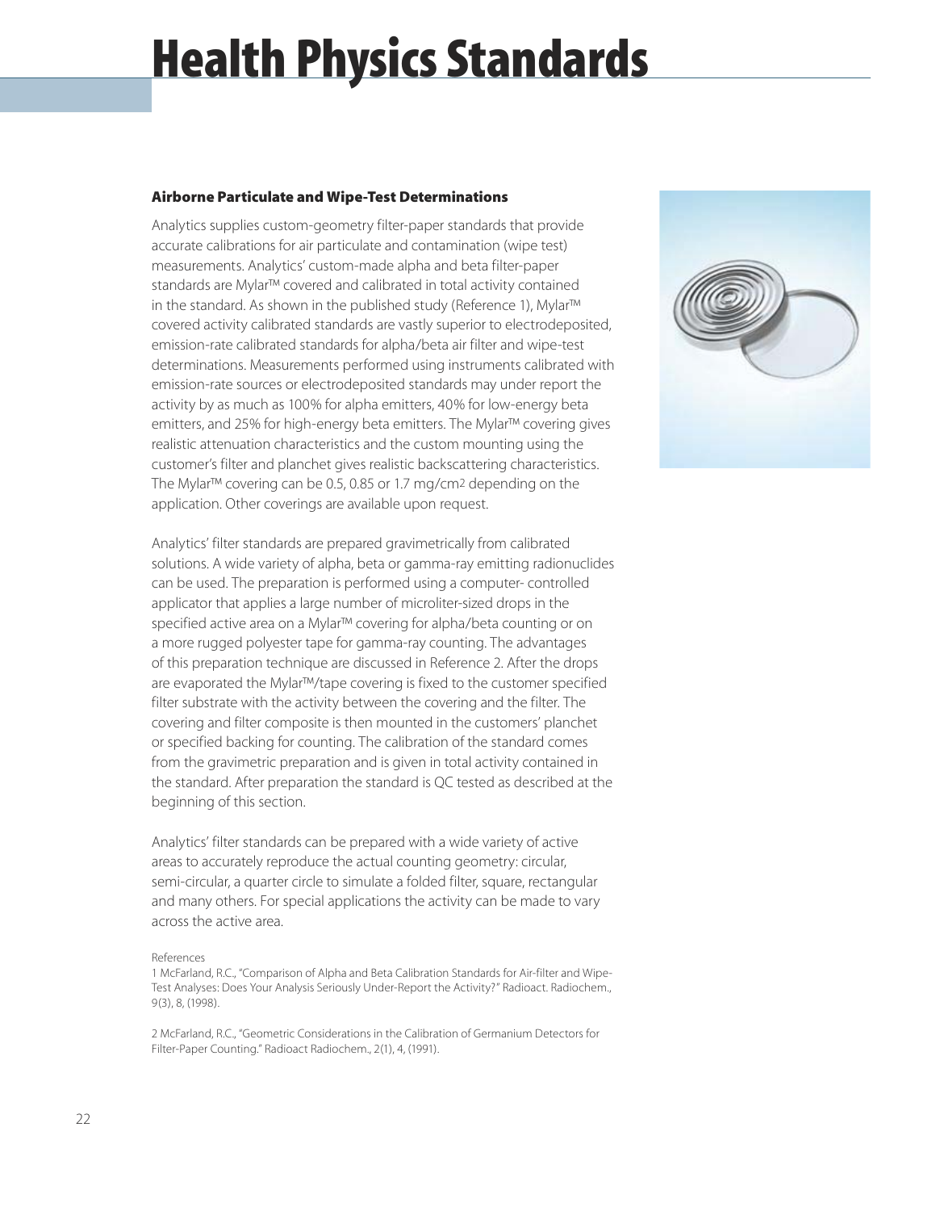# Health Physics Standards

## Airborne Particulate and Wipe-Test Determinations

Analytics supplies custom-geometry filter-paper standards that provide accurate calibrations for air particulate and contamination (wipe test) measurements. Analytics' custom-made alpha and beta filter-paper standards are Mylar™ covered and calibrated in total activity contained in the standard. As shown in the published study (Reference 1), Mylar™ covered activity calibrated standards are vastly superior to electrodeposited, emission-rate calibrated standards for alpha/beta air filter and wipe-test determinations. Measurements performed using instruments calibrated with emission-rate sources or electrodeposited standards may under report the activity by as much as 100% for alpha emitters, 40% for low-energy beta emitters, and 25% for high-energy beta emitters. The Mylar™ covering gives realistic attenuation characteristics and the custom mounting using the customer's filter and planchet gives realistic backscattering characteristics. The Mylar™ covering can be 0.5, 0.85 or 1.7 mg/cm$^2$ depending on the application. Other coverings are available upon request.

Analytics' filter standards are prepared gravimetrically from calibrated solutions. A wide variety of alpha, beta or gamma-ray emitting radionuclides can be used. The preparation is performed using a computer- controlled applicator that applies a large number of microliter-sized drops in the specified active area on a Mylar™ covering for alpha/beta counting or on a more rugged polyester tape for gamma-ray counting. The advantages of this preparation technique are discussed in Reference 2. After the drops are evaporated the Mylar™/tape covering is fixed to the customer specified filter substrate with the activity between the covering and the filter. The covering and filter composite is then mounted in the customers' planchet or specified backing for counting. The calibration of the standard comes from the gravimetric preparation and is given in total activity contained in the standard. After preparation the standard is QC tested as described at the beginning of this section.

Analytics' filter standards can be prepared with a wide variety of active areas to accurately reproduce the actual counting geometry: circular, semi-circular, a quarter circle to simulate a folded filter, square, rectangular and many others. For special applications the activity can be made to vary across the active area.

References

1 McFarland, R.C., "Comparison of Alpha and Beta Calibration Standards for Air-filter and Wipe-Test Analyses: Does Your Analysis Seriously Under-Report the Activity?" Radioact. Radiochem., 9(3), 8, (1998).

2 McFarland, R.C., "Geometric Considerations in the Calibration of Germanium Detectors for Filter-Paper Counting." Radioact Radiochem., 2(1), 4, (1991).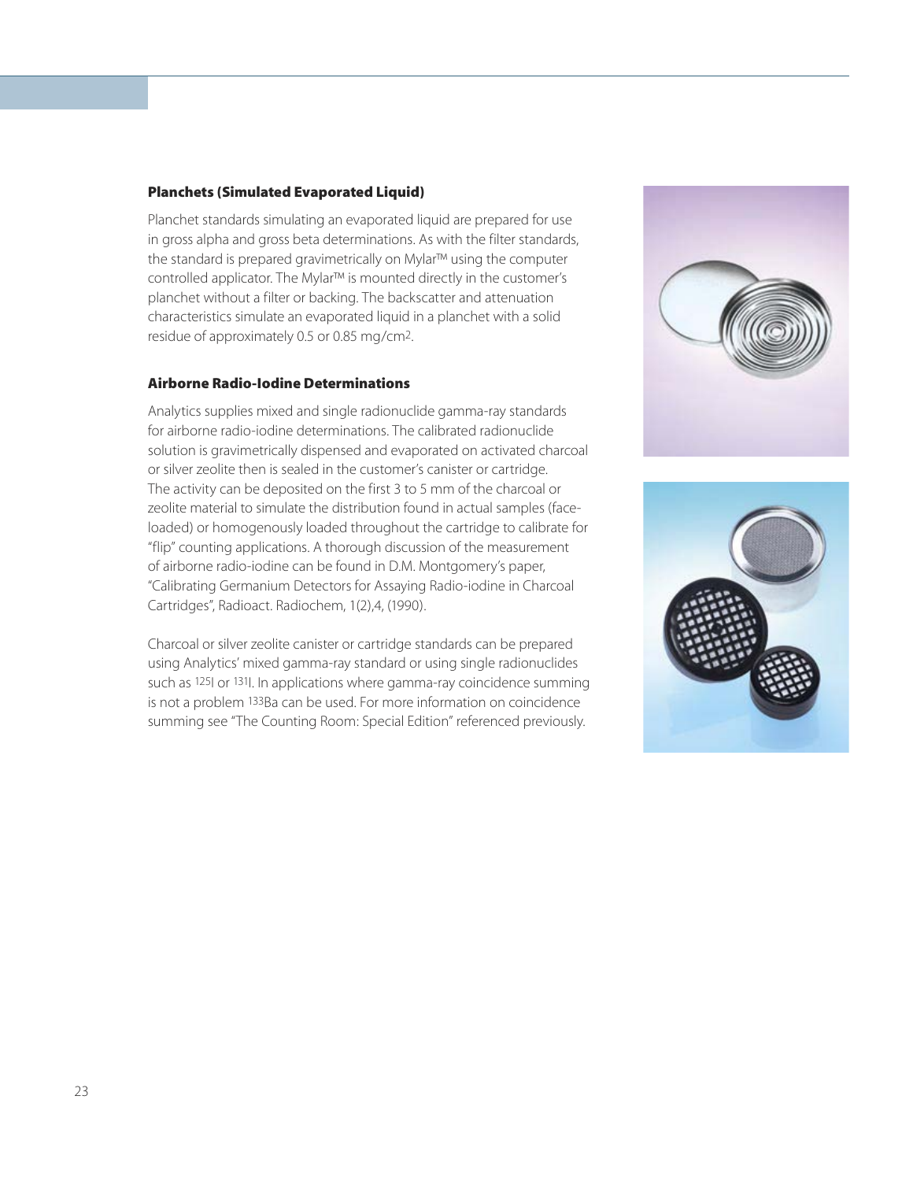### Planchets (Simulated Evaporated Liquid)

Planchet standards simulating an evaporated liquid are prepared for use in gross alpha and gross beta determinations. As with the filter standards, the standard is prepared gravimetrically on Mylar™ using the computer controlled applicator. The Mylar™ is mounted directly in the customer's planchet without a filter or backing. The backscatter and attenuation characteristics simulate an evaporated liquid in a planchet with a solid residue of approximately 0.5 or 0.85 mg/cm$^2$.

### Airborne Radio-Iodine Determinations

Analytics supplies mixed and single radionuclide gamma-ray standards for airborne radio-iodine determinations. The calibrated radionuclide solution is gravimetrically dispensed and evaporated on activated charcoal or silver zeolite then is sealed in the customer's canister or cartridge. The activity can be deposited on the first 3 to 5 mm of the charcoal or zeolite material to simulate the distribution found in actual samples (face-loaded) or homogenously loaded throughout the cartridge to calibrate for "flip" counting applications. A thorough discussion of the measurement of airborne radio-iodine can be found in D.M. Montgomery's paper, "Calibrating Germanium Detectors for Assaying Radio-iodine in Charcoal Cartridges", Radioact. Radiochem, 1(2),4, (1990).

Charcoal or silver zeolite canister or cartridge standards can be prepared using Analytics' mixed gamma-ray standard or using single radionuclides such as $^{125}$I or $^{131}$I. In applications where gamma-ray coincidence summing is not a problem $^{133}$Ba can be used. For more information on coincidence summing see "The Counting Room: Special Edition" referenced previously.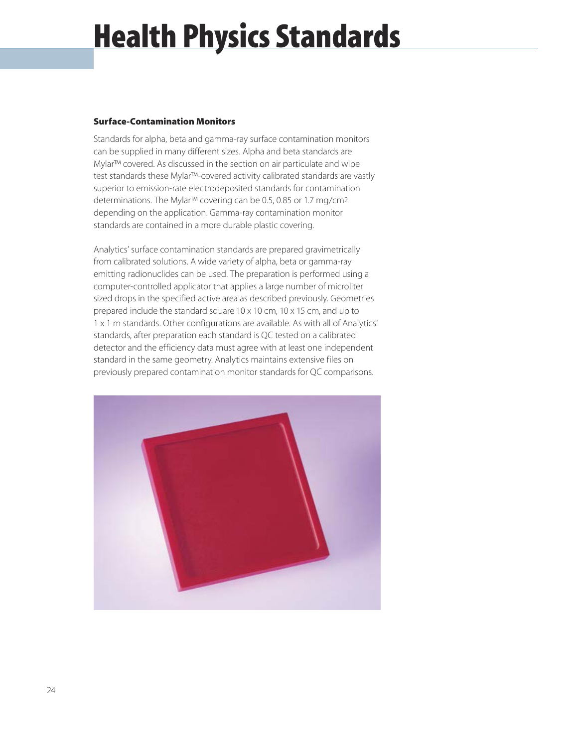# Health Physics Standards

### Surface-Contamination Monitors

Standards for alpha, beta and gamma-ray surface contamination monitors can be supplied in many different sizes. Alpha and beta standards are Mylar™ covered. As discussed in the section on air particulate and wipe test standards these Mylar™-covered activity calibrated standards are vastly superior to emission-rate electrodeposited standards for contamination determinations. The Mylar™ covering can be 0.5, 0.85 or 1.7 mg/cm$^2$ depending on the application. Gamma-ray contamination monitor standards are contained in a more durable plastic covering.

Analytics' surface contamination standards are prepared gravimetrically from calibrated solutions. A wide variety of alpha, beta or gamma-ray emitting radionuclides can be used. The preparation is performed using a computer-controlled applicator that applies a large number of microliter sized drops in the specified active area as described previously. Geometries prepared include the standard square 10 x 10 cm, 10 x 15 cm, and up to 1 x 1 m standards. Other configurations are available. As with all of Analytics' standards, after preparation each standard is QC tested on a calibrated detector and the efficiency data must agree with at least one independent standard in the same geometry. Analytics maintains extensive files on previously prepared contamination monitor standards for QC comparisons.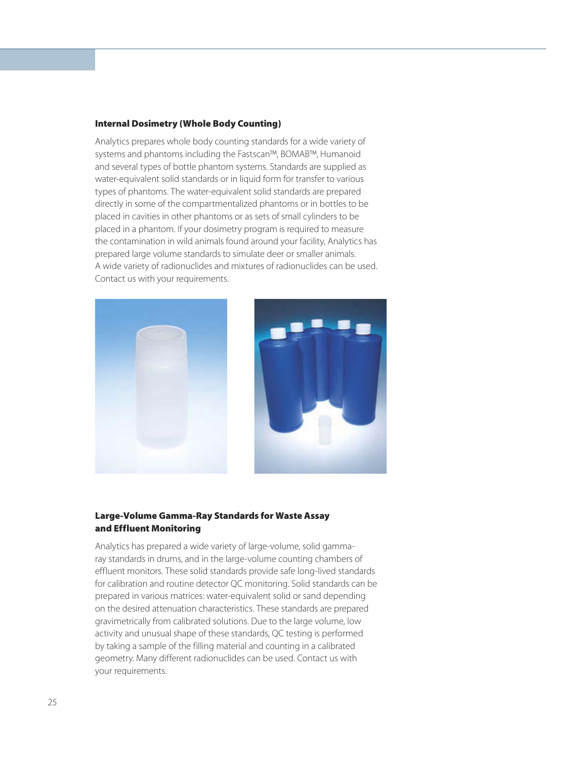## Internal Dosimetry (Whole Body Counting)

Analytics prepares whole body counting standards for a wide variety of systems and phantoms including the Fastscan™, BOMAB™, Humanoid and several types of bottle phantom systems. Standards are supplied as water-equivalent solid standards or in liquid form for transfer to various types of phantoms. The water-equivalent solid standards are prepared directly in some of the compartmentalized phantoms or in bottles to be placed in cavities in other phantoms or as sets of small cylinders to be placed in a phantom. If your dosimetry program is required to measure the contamination in wild animals found around your facility, Analytics has prepared large volume standards to simulate deer or smaller animals. A wide variety of radionuclides and mixtures of radionuclides can be used. Contact us with your requirements.

## Large-Volume Gamma-Ray Standards for Waste Assay and Effluent Monitoring

Analytics has prepared a wide variety of large-volume, solid gamma-ray standards in drums, and in the large-volume counting chambers of effluent monitors. These solid standards provide safe long-lived standards for calibration and routine detector QC monitoring. Solid standards can be prepared in various matrices: water-equivalent solid or sand depending on the desired attenuation characteristics. These standards are prepared gravimetrically from calibrated solutions. Due to the large volume, low activity and unusual shape of these standards, QC testing is performed by taking a sample of the filling material and counting in a calibrated geometry. Many different radionuclides can be used. Contact us with your requirements.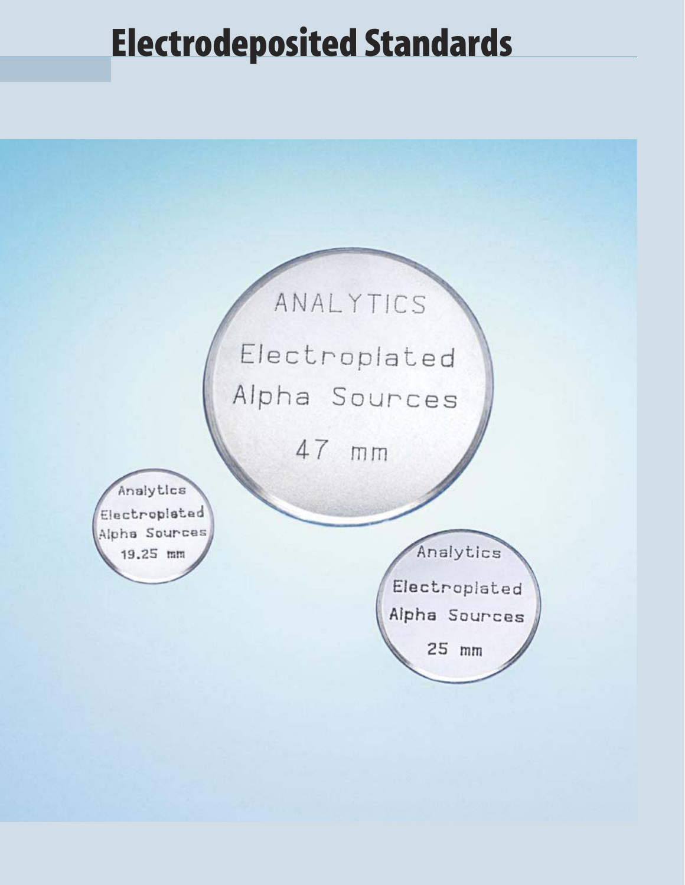# Electrodeposited Standards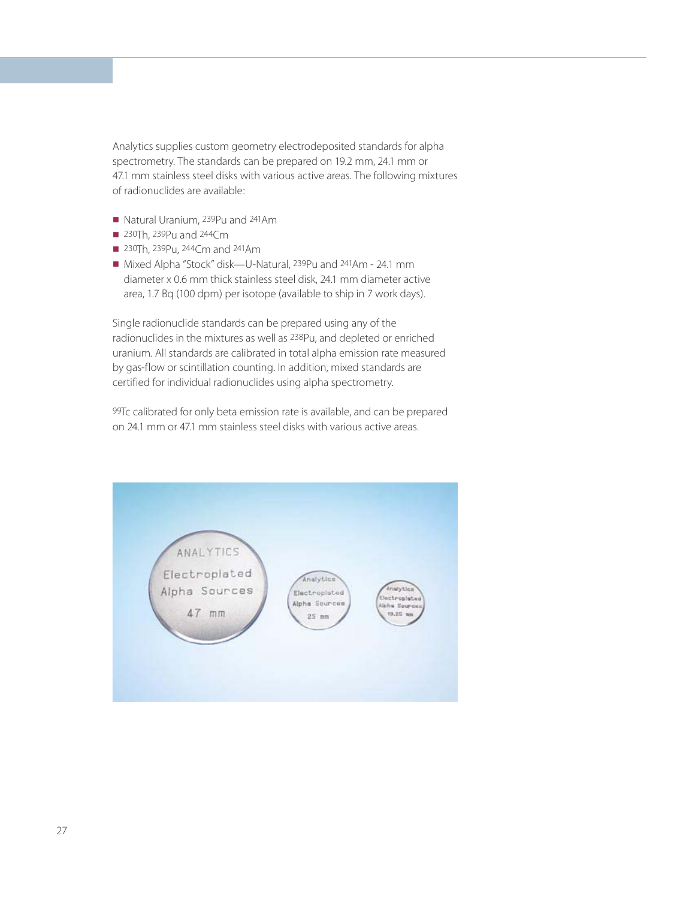Analytics supplies custom geometry electrodeposited standards for alpha spectrometry. The standards can be prepared on 19.2 mm, 24.1 mm or 47.1 mm stainless steel disks with various active areas. The following mixtures of radionuclides are available:

- Natural Uranium, $^{239}$Pu and $^{241}$Am
- $^{230}$Th, $^{239}$Pu and $^{244}$Cm
- $^{230}$Th, $^{239}$Pu, $^{244}$Cm and $^{241}$Am
- Mixed Alpha "Stock" disk—U-Natural, $^{239}$Pu and $^{241}$Am - 24.1 mm diameter x 0.6 mm thick stainless steel disk, 24.1 mm diameter active area, 1.7 Bq (100 dpm) per isotope (available to ship in 7 work days).

Single radionuclide standards can be prepared using any of the radionuclides in the mixtures as well as $^{238}$Pu, and depleted or enriched uranium. All standards are calibrated in total alpha emission rate measured by gas-flow or scintillation counting. In addition, mixed standards are certified for individual radionuclides using alpha spectrometry.

$^{99}$Tc calibrated for only beta emission rate is available, and can be prepared on 24.1 mm or 47.1 mm stainless steel disks with various active areas.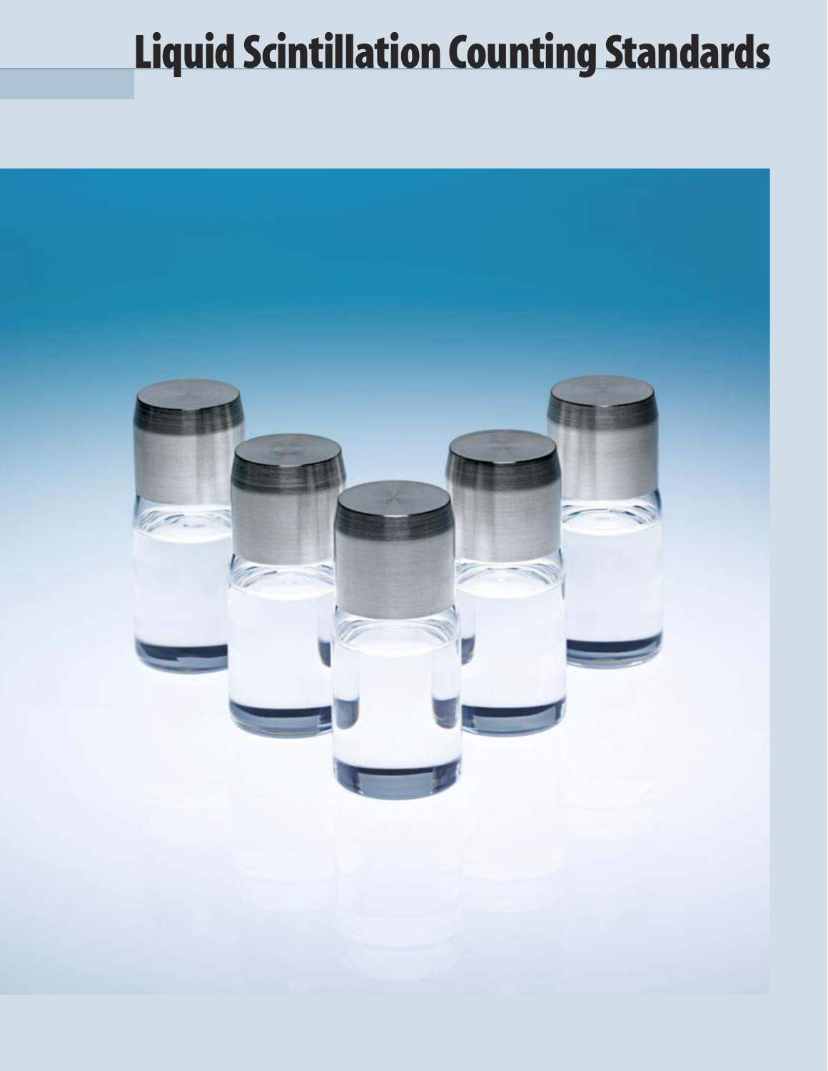# Liquid Scintillation Counting Standards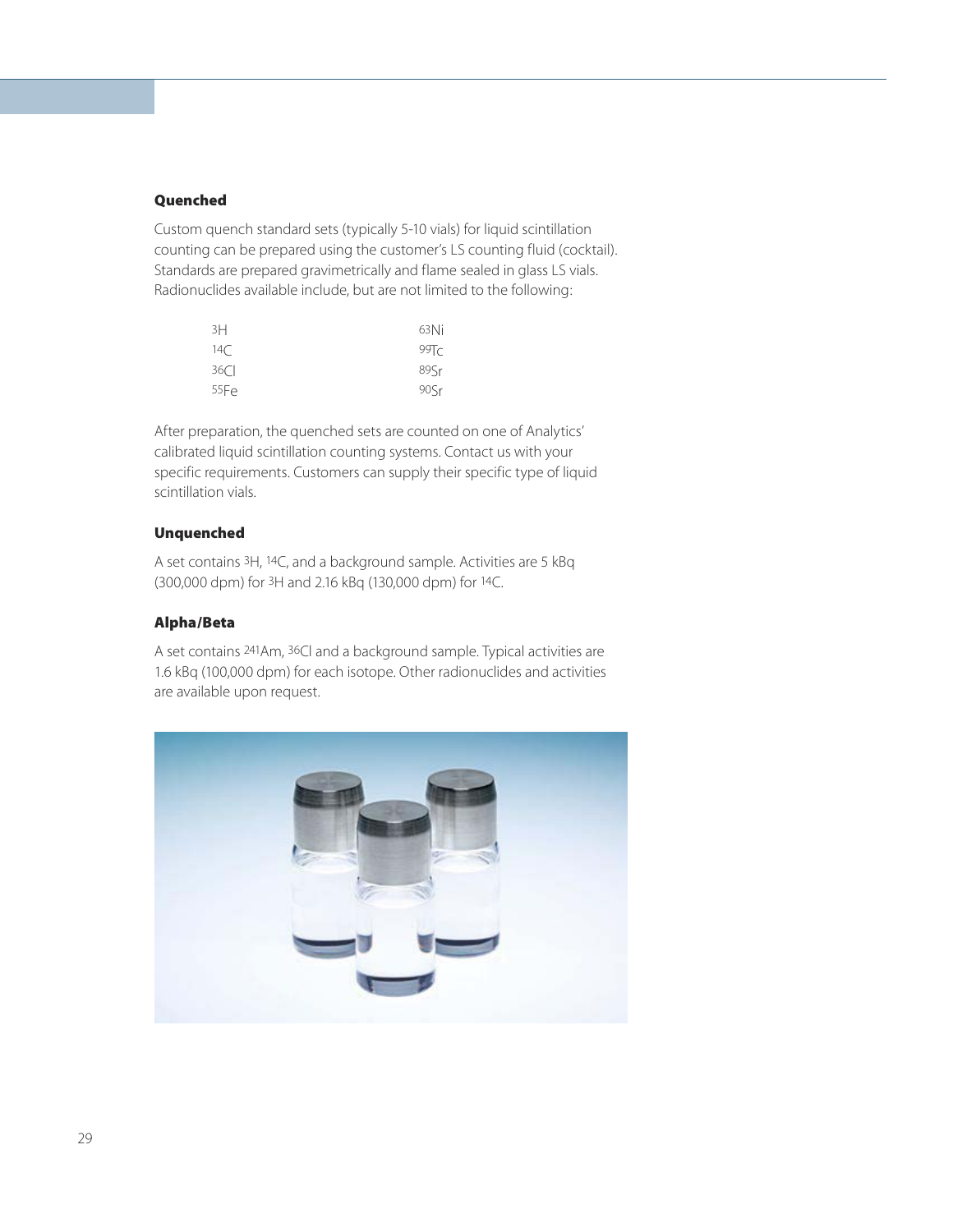### Quenched

Custom quench standard sets (typically 5-10 vials) for liquid scintillation counting can be prepared using the customer's LS counting fluid (cocktail). Standards are prepared gravimetrically and flame sealed in glass LS vials. Radionuclides available include, but are not limited to the following:

| | |
|---|---|
| $^{3}H$ | $^{63}Ni$ |
| $^{14}C$ | $^{99}Tc$ |
| $^{36}Cl$ | $^{89}Sr$ |
| $^{55}Fe$ | $^{90}Sr$ |

After preparation, the quenched sets are counted on one of Analytics' calibrated liquid scintillation counting systems. Contact us with your specific requirements. Customers can supply their specific type of liquid scintillation vials.

### Unquenched

A set contains $^{3}H$, $^{14}C$, and a background sample. Activities are 5 kBq (300,000 dpm) for $^{3}H$ and 2.16 kBq (130,000 dpm) for $^{14}C$.

### Alpha/Beta

A set contains $^{241}Am$, $^{36}Cl$ and a background sample. Typical activities are 1.6 kBq (100,000 dpm) for each isotope. Other radionuclides and activities are available upon request.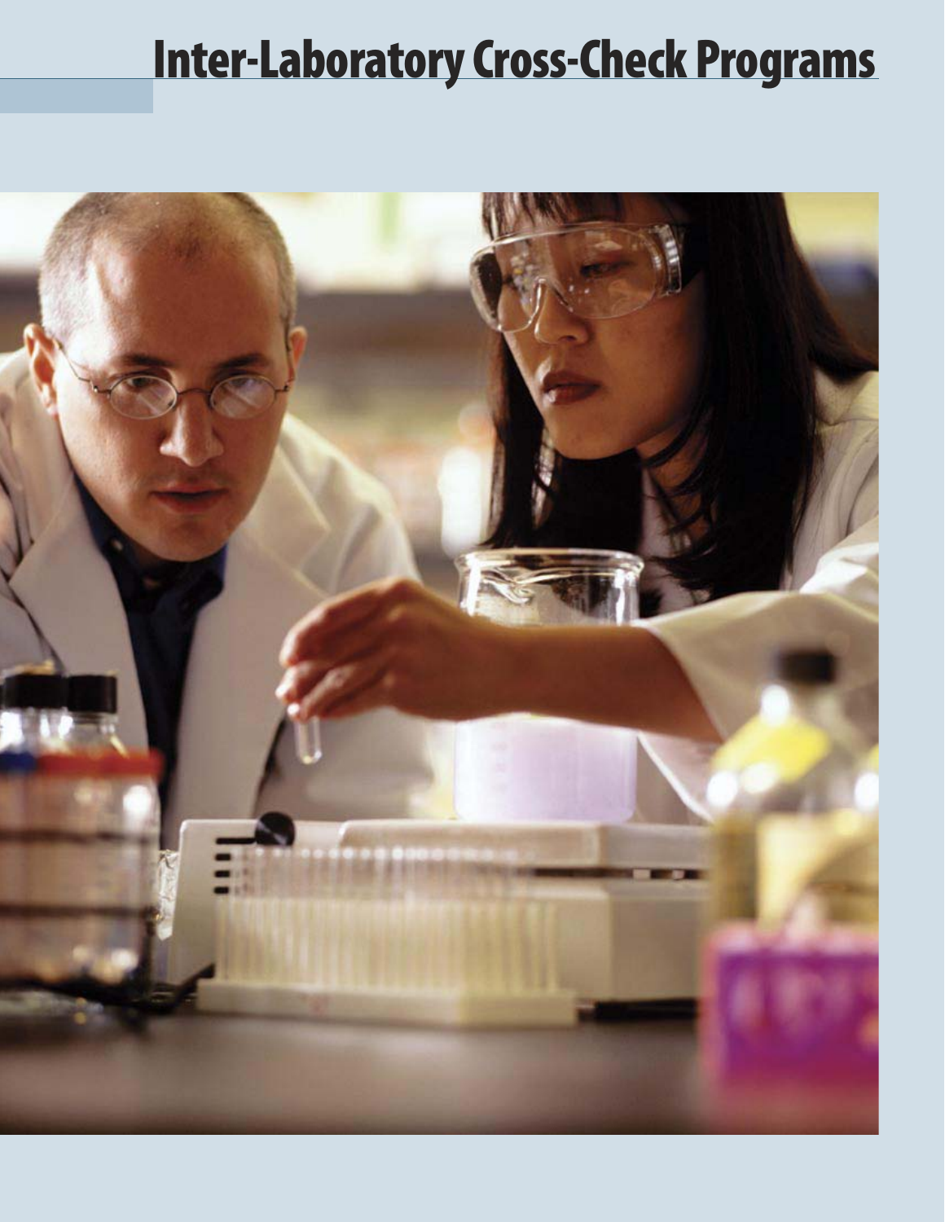# Inter-Laboratory Cross-Check Programs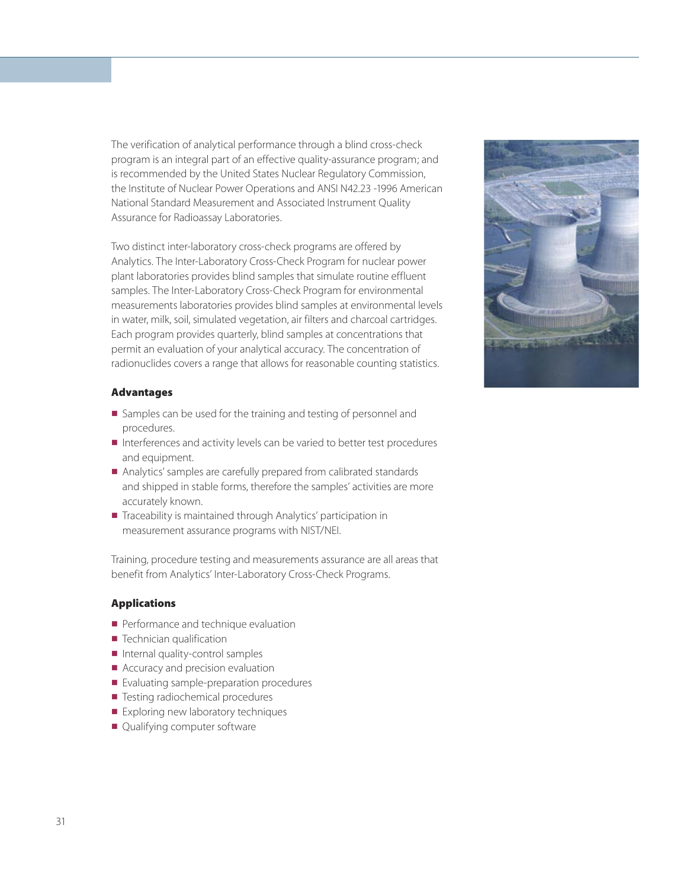The verification of analytical performance through a blind cross-check program is an integral part of an effective quality-assurance program; and is recommended by the United States Nuclear Regulatory Commission, the Institute of Nuclear Power Operations and ANSI N42.23 -1996 American National Standard Measurement and Associated Instrument Quality Assurance for Radioassay Laboratories.

Two distinct inter-laboratory cross-check programs are offered by Analytics. The Inter-Laboratory Cross-Check Program for nuclear power plant laboratories provides blind samples that simulate routine effluent samples. The Inter-Laboratory Cross-Check Program for environmental measurements laboratories provides blind samples at environmental levels in water, milk, soil, simulated vegetation, air filters and charcoal cartridges. Each program provides quarterly, blind samples at concentrations that permit an evaluation of your analytical accuracy. The concentration of radionuclides covers a range that allows for reasonable counting statistics.

### Advantages

- Samples can be used for the training and testing of personnel and procedures.
- Interferences and activity levels can be varied to better test procedures and equipment.
- Analytics' samples are carefully prepared from calibrated standards and shipped in stable forms, therefore the samples' activities are more accurately known.
- Traceability is maintained through Analytics' participation in measurement assurance programs with NIST/NEI.

Training, procedure testing and measurements assurance are all areas that benefit from Analytics' Inter-Laboratory Cross-Check Programs.

### Applications

- Performance and technique evaluation
- Technician qualification
- Internal quality-control samples
- Accuracy and precision evaluation
- Evaluating sample-preparation procedures
- Testing radiochemical procedures
- Exploring new laboratory techniques
- Qualifying computer software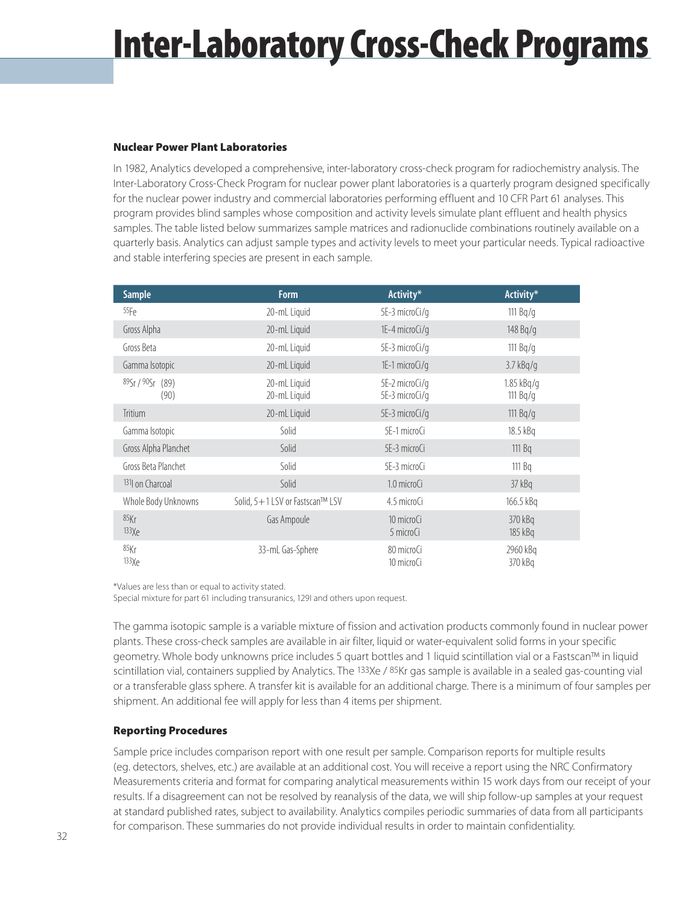# Inter-Laboratory Cross-Check Programs

### Nuclear Power Plant Laboratories

In 1982, Analytics developed a comprehensive, inter-laboratory cross-check program for radiochemistry analysis. The Inter-Laboratory Cross-Check Program for nuclear power plant laboratories is a quarterly program designed specifically for the nuclear power industry and commercial laboratories performing effluent and 10 CFR Part 61 analyses. This program provides blind samples whose composition and activity levels simulate plant effluent and health physics samples. The table listed below summarizes sample matrices and radionuclide combinations routinely available on a quarterly basis. Analytics can adjust sample types and activity levels to meet your particular needs. Typical radioactive and stable interfering species are present in each sample.

| Sample | Form | Activity* | Activity* |
|---|---|---|---|
| $^{55}$Fe | 20-mL Liquid | 5E-3 microCi/g | 111 Bq/g |
| Gross Alpha | 20-mL Liquid | 1E-4 microCi/g | 148 Bq/g |
| Gross Beta | 20-mL Liquid | 5E-3 microCi/g | 111 Bq/g |
| Gamma Isotopic | 20-mL Liquid | 1E-1 microCi/g | 3.7 kBq/g |
| $^{89}$Sr / $^{90}$Sr (89) (90) | 20-mL Liquid<br>20-mL Liquid | 5E-2 microCi/g<br>5E-3 microCi/g | 1.85 kBq/g<br>111 Bq/g |
| Tritium | 20-mL Liquid | 5E-3 microCi/g | 111 Bq/g |
| Gamma Isotopic | Solid | 5E-1 microCi | 18.5 kBq |
| Gross Alpha Planchet | Solid | 5E-3 microCi | 111 Bq |
| Gross Beta Planchet | Solid | 5E-3 microCi | 111 Bq |
| $^{131}$I on Charcoal | Solid | 1.0 microCi | 37 kBq |
| Whole Body Unknowns | Solid, 5+1 LSV or Fastscan™ LSV | 4.5 microCi | 166.5 kBq |
| $^{85}$Kr<br>$^{133}$Xe | Gas Ampoule | 10 microCi<br>5 microCi | 370 kBq<br>185 kBq |
| $^{85}$Kr<br>$^{133}$Xe | 33-mL Gas-Sphere | 80 microCi<br>10 microCi | 2960 kBq<br>370 kBq |

*Values are less than or equal to activity stated.
Special mixture for part 61 including transuranics, 129I and others upon request.

The gamma isotopic sample is a variable mixture of fission and activation products commonly found in nuclear power plants. These cross-check samples are available in air filter, liquid or water-equivalent solid forms in your specific geometry. Whole body unknowns price includes 5 quart bottles and 1 liquid scintillation vial or a Fastscan™ in liquid scintillation vial, containers supplied by Analytics. The $^{133}$Xe / $^{85}$Kr gas sample is available in a sealed gas-counting vial or a transferable glass sphere. A transfer kit is available for an additional charge. There is a minimum of four samples per shipment. An additional fee will apply for less than 4 items per shipment.

### Reporting Procedures

Sample price includes comparison report with one result per sample. Comparison reports for multiple results (eg. detectors, shelves, etc.) are available at an additional cost. You will receive a report using the NRC Confirmatory Measurements criteria and format for comparing analytical measurements within 15 work days from our receipt of your results. If a disagreement can not be resolved by reanalysis of the data, we will ship follow-up samples at your request at standard published rates, subject to availability. Analytics compiles periodic summaries of data from all participants for comparison. These summaries do not provide individual results in order to maintain confidentiality.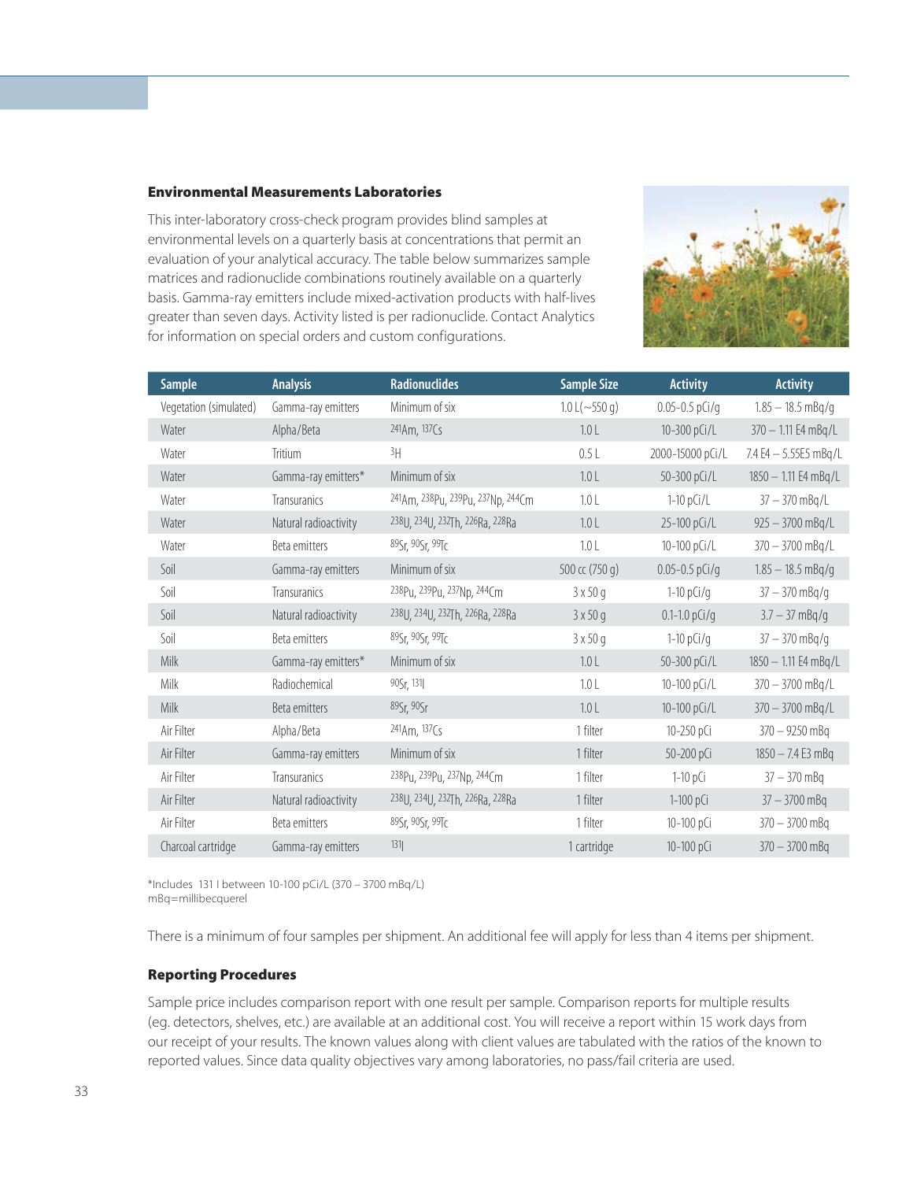### Environmental Measurements Laboratories

This inter-laboratory cross-check program provides blind samples at environmental levels on a quarterly basis at concentrations that permit an evaluation of your analytical accuracy. The table below summarizes sample matrices and radionuclide combinations routinely available on a quarterly basis. Gamma-ray emitters include mixed-activation products with half-lives greater than seven days. Activity listed is per radionuclide. Contact Analytics for information on special orders and custom configurations.

| Sample | Analysis | Radionuclides | Sample Size | Activity | Activity |
|---|---|---|---|---|---|
| Vegetation (simulated) | Gamma-ray emitters | Minimum of six | 1.0 L (~550 g) | 0.05-0.5 pCi/g | 1.85 – 18.5 mBq/g |
| Water | Alpha/Beta | $^{241}$Am, $^{137}$Cs | 1.0 L | 10-300 pCi/L | 370 – 1.11 E4 mBq/L |
| Water | Tritium | $^{3}$H | 0.5 L | 2000-15000 pCi/L | 7.4 E4 – 5.55E5 mBq/L |
| Water | Gamma-ray emitters* | Minimum of six | 1.0 L | 50-300 pCi/L | 1850 – 1.11 E4 mBq/L |
| Water | Transuranics | $^{241}$Am, $^{238}$Pu, $^{239}$Pu, $^{237}$Np, $^{244}$Cm | 1.0 L | 1-10 pCi/L | 37 – 370 mBq/L |
| Water | Natural radioactivity | $^{238}$U, $^{234}$U, $^{232}$Th, $^{226}$Ra, $^{228}$Ra | 1.0 L | 25-100 pCi/L | 925 – 3700 mBq/L |
| Water | Beta emitters | $^{89}$Sr, $^{90}$Sr, $^{99}$Tc | 1.0 L | 10-100 pCi/L | 370 – 3700 mBq/L |
| Soil | Gamma-ray emitters | Minimum of six | 500 cc (750 g) | 0.05-0.5 pCi/g | 1.85 – 18.5 mBq/g |
| Soil | Transuranics | $^{238}$Pu, $^{239}$Pu, $^{237}$Np, $^{244}$Cm | 3 x 50 g | 1-10 pCi/g | 37 – 370 mBq/g |
| Soil | Natural radioactivity | $^{238}$U, $^{234}$U, $^{232}$Th, $^{226}$Ra, $^{228}$Ra | 3 x 50 g | 0.1-1.0 pCi/g | 3.7 – 37 mBq/g |
| Soil | Beta emitters | $^{89}$Sr, $^{90}$Sr, $^{99}$Tc | 3 x 50 g | 1-10 pCi/g | 37 – 370 mBq/g |
| Milk | Gamma-ray emitters* | Minimum of six | 1.0 L | 50-300 pCi/L | 1850 – 1.11 E4 mBq/L |
| Milk | Radiochemical | $^{90}$Sr, $^{131}$I | 1.0 L | 10-100 pCi/L | 370 – 3700 mBq/L |
| Milk | Beta emitters | $^{89}$Sr, $^{90}$Sr | 1.0 L | 10-100 pCi/L | 370 – 3700 mBq/L |
| Air Filter | Alpha/Beta | $^{241}$Am, $^{137}$Cs | 1 filter | 10-250 pCi | 370 – 9250 mBq |
| Air Filter | Gamma-ray emitters | Minimum of six | 1 filter | 50-200 pCi | 1850 – 7.4 E3 mBq |
| Air Filter | Transuranics | $^{238}$Pu, $^{239}$Pu, $^{237}$Np, $^{244}$Cm | 1 filter | 1-10 pCi | 37 – 370 mBq |
| Air Filter | Natural radioactivity | $^{238}$U, $^{234}$U, $^{232}$Th, $^{226}$Ra, $^{228}$Ra | 1 filter | 1-100 pCi | 37 – 3700 mBq |
| Air Filter | Beta emitters | $^{89}$Sr, $^{90}$Sr, $^{99}$Tc | 1 filter | 10-100 pCi | 370 – 3700 mBq |
| Charcoal cartridge | Gamma-ray emitters | $^{131}$I | 1 cartridge | 10-100 pCi | 370 – 3700 mBq |

*Includes 131 I between 10-100 pCi/L (370 – 3700 mBq/L)
mBq=millibecquerel

There is a minimum of four samples per shipment. An additional fee will apply for less than 4 items per shipment.

### Reporting Procedures

Sample price includes comparison report with one result per sample. Comparison reports for multiple results (eg. detectors, shelves, etc.) are available at an additional cost. You will receive a report within 15 work days from our receipt of your results. The known values along with client values are tabulated with the ratios of the known to reported values. Since data quality objectives vary among laboratories, no pass/fail criteria are used.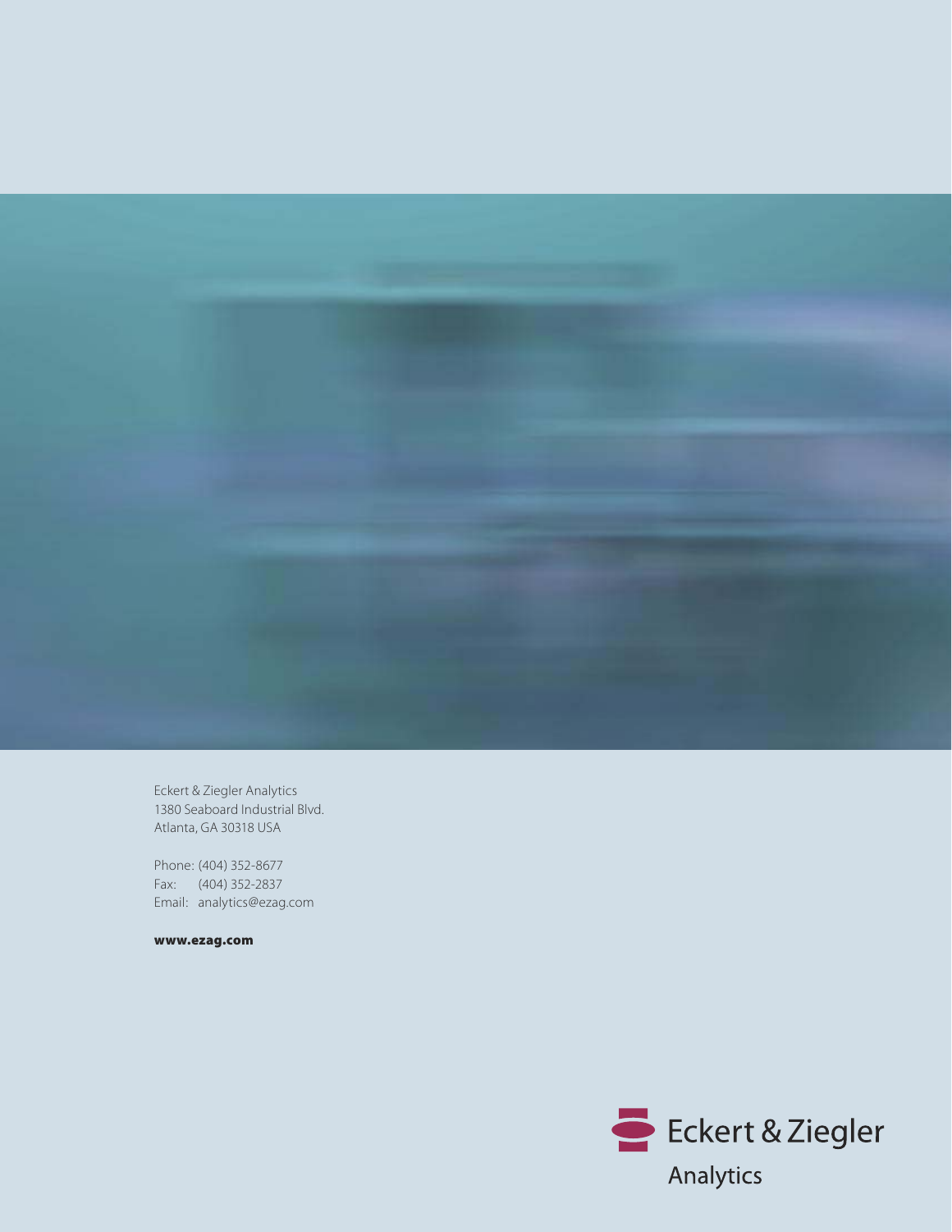Eckert & Ziegler Analytics
1380 Seaboard Industrial Blvd.
Atlanta, GA 30318 USA

Phone: (404) 352-8677
Fax: (404) 352-2837
Email: analytics@ezag.com

**www.ezag.com**

Eckert & Ziegler
Analytics